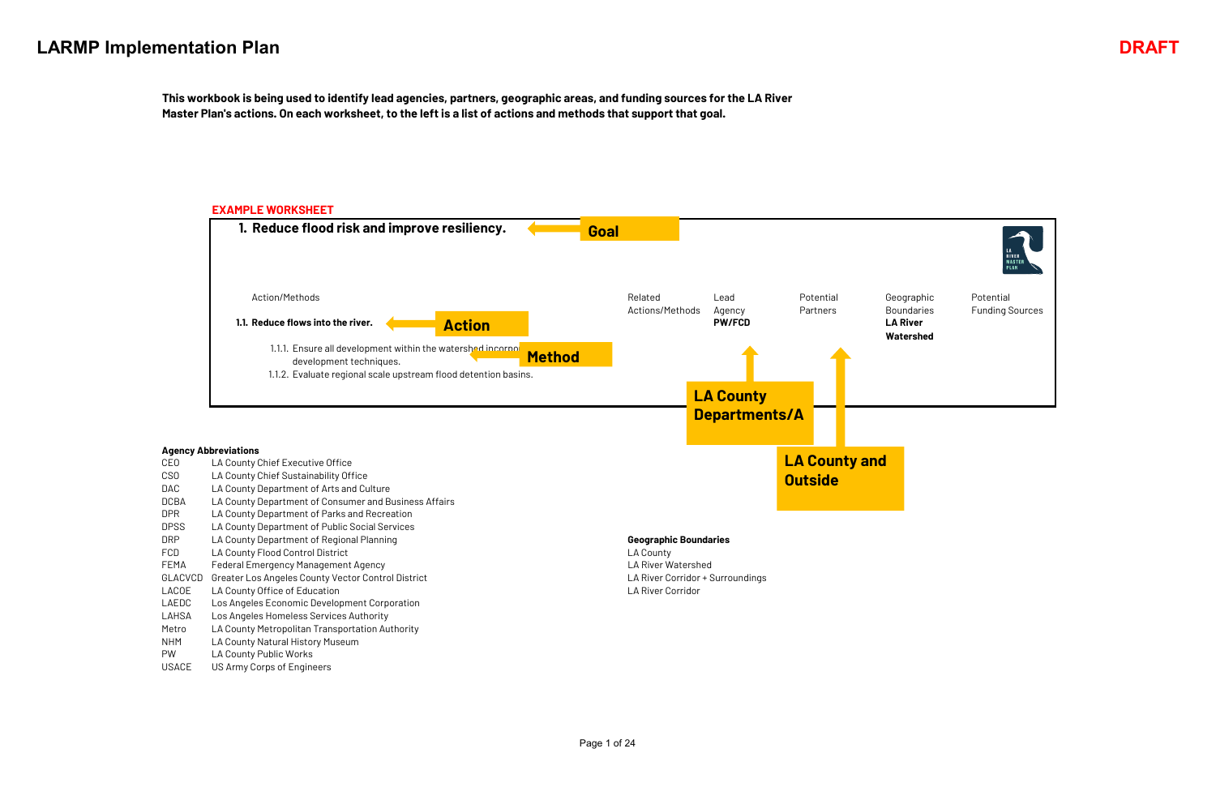# LARMP Implementation Plan

**DRAFT**

**This workbook is being used to identify lead agencies, partners, geographic areas, and funding sources for the LA River Master Plan's actions. On each worksheet, to the left is a list of actions and methods that support that goal.**

**EXAMPLE WORKSHEET**

### 1. Reduce flood risk and improve resiliency. ← Goal

| Action/Methods | Related Actions/Methods | Lead Agency | Potential Partners | Geographic Boundaries | Potential Funding Sources |
|---|---|---|---|---|---|
| **1.1. Reduce flows into the river.** ← Action | | **PW/FCD** | | **LA River Watershed** | |
| 1.1.1. Ensure all development within the watershed incorpo[rates low impact] development techniques. ← Method | | | | | |
| 1.1.2. Evaluate regional scale upstream flood detention basins. | | | | | |

Lead Agency: LA County Departments/A

Potential Partners: LA County and Outside

**Agency Abbreviations**

| | |
|---|---|
| CEO | LA County Chief Executive Office |
| CSO | LA County Chief Sustainability Office |
| DAC | LA County Department of Arts and Culture |
| DCBA | LA County Department of Consumer and Business Affairs |
| DPR | LA County Department of Parks and Recreation |
| DPSS | LA County Department of Public Social Services |
| DRP | LA County Department of Regional Planning |
| FCD | LA County Flood Control District |
| FEMA | Federal Emergency Management Agency |
| GLACVCD | Greater Los Angeles County Vector Control District |
| LACOE | LA County Office of Education |
| LAEDC | Los Angeles Economic Development Corporation |
| LAHSA | Los Angeles Homeless Services Authority |
| Metro | LA County Metropolitan Transportation Authority |
| NHM | LA County Natural History Museum |
| PW | LA County Public Works |
| USACE | US Army Corps of Engineers |

**Geographic Boundaries**

- LA County
- LA River Watershed
- LA River Corridor + Surroundings
- LA River Corridor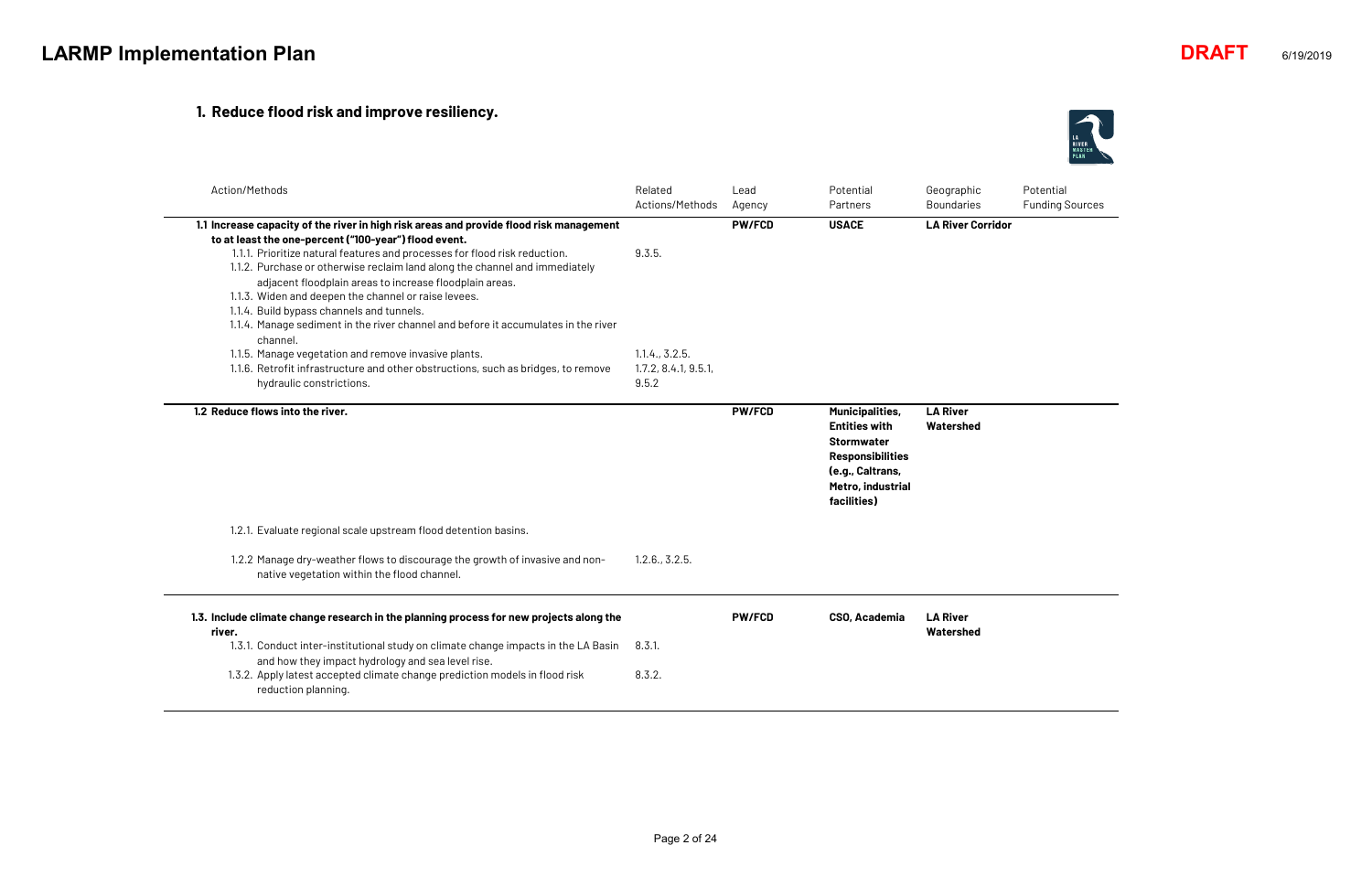# LARMP Implementation Plan

**DRAFT** 6/19/2019

## 1. Reduce flood risk and improve resiliency.

| Action/Methods | Related Actions/Methods | Lead Agency | Potential Partners | Geographic Boundaries | Potential Funding Sources |
|---|---|---|---|---|---|
| **1.1 Increase capacity of the river in high risk areas and provide flood risk management to at least the one-percent ("100-year") flood event.** | | **PW/FCD** | **USACE** | **LA River Corridor** | |
| 1.1.1. Prioritize natural features and processes for flood risk reduction. | 9.3.5. | | | | |
| 1.1.2. Purchase or otherwise reclaim land along the channel and immediately adjacent floodplain areas to increase floodplain areas. | | | | | |
| 1.1.3. Widen and deepen the channel or raise levees. | | | | | |
| 1.1.4. Build bypass channels and tunnels. | | | | | |
| 1.1.4. Manage sediment in the river channel and before it accumulates in the river channel. | | | | | |
| 1.1.5. Manage vegetation and remove invasive plants. | 1.1.4., 3.2.5. | | | | |
| 1.1.6. Retrofit infrastructure and other obstructions, such as bridges, to remove hydraulic constrictions. | 1.7.2, 8.4.1, 9.5.1, 9.5.2 | | | | |
| **1.2 Reduce flows into the river.** | | **PW/FCD** | **Municipalities, Entities with Stormwater Responsibilities (e.g., Caltrans, Metro, industrial facilities)** | **LA River Watershed** | |
| 1.2.1. Evaluate regional scale upstream flood detention basins. | | | | | |
| 1.2.2 Manage dry-weather flows to discourage the growth of invasive and non-native vegetation within the flood channel. | 1.2.6., 3.2.5. | | | | |
| **1.3. Include climate change research in the planning process for new projects along the river.** | | **PW/FCD** | **CSO, Academia** | **LA River Watershed** | |
| 1.3.1. Conduct inter-institutional study on climate change impacts in the LA Basin and how they impact hydrology and sea level rise. | 8.3.1. | | | | |
| 1.3.2. Apply latest accepted climate change prediction models in flood risk reduction planning. | 8.3.2. | | | | |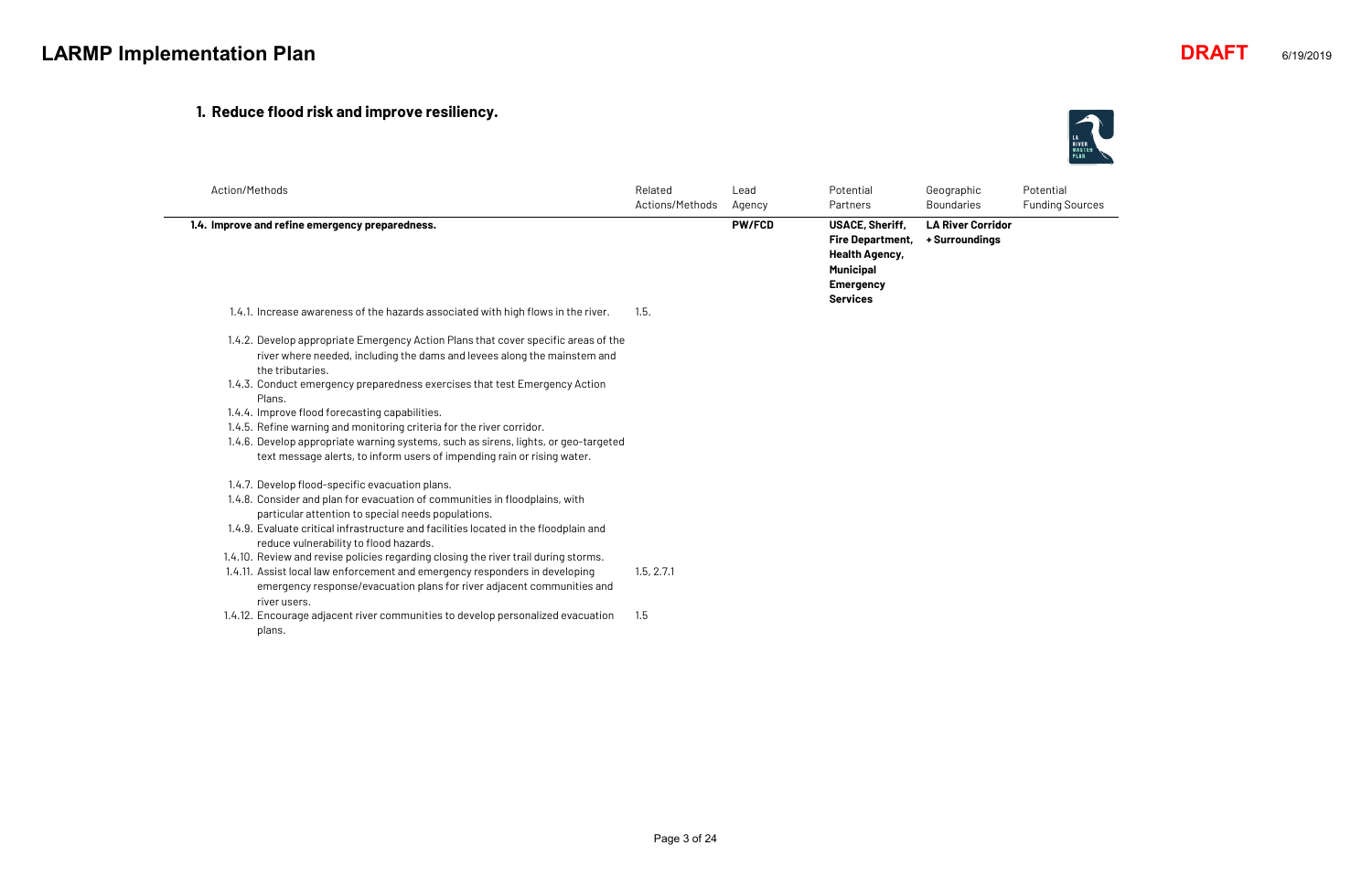## 1. Reduce flood risk and improve resiliency.

| Action/Methods | Related Actions/Methods | Lead Agency | Potential Partners | Geographic Boundaries | Potential Funding Sources |
|---|---|---|---|---|---|
| **1.4. Improve and refine emergency preparedness.** | | **PW/FCD** | **USACE, Sheriff, Fire Department, Health Agency, Municipal Emergency Services** | **LA River Corridor + Surroundings** | |
| 1.4.1. Increase awareness of the hazards associated with high flows in the river. | 1.5. | | | | |
| 1.4.2. Develop appropriate Emergency Action Plans that cover specific areas of the river where needed, including the dams and levees along the mainstem and the tributaries. | | | | | |
| 1.4.3. Conduct emergency preparedness exercises that test Emergency Action Plans. | | | | | |
| 1.4.4. Improve flood forecasting capabilities. | | | | | |
| 1.4.5. Refine warning and monitoring criteria for the river corridor. | | | | | |
| 1.4.6. Develop appropriate warning systems, such as sirens, lights, or geo-targeted text message alerts, to inform users of impending rain or rising water. | | | | | |
| 1.4.7. Develop flood-specific evacuation plans. | | | | | |
| 1.4.8. Consider and plan for evacuation of communities in floodplains, with particular attention to special needs populations. | | | | | |
| 1.4.9. Evaluate critical infrastructure and facilities located in the floodplain and reduce vulnerability to flood hazards. | | | | | |
| 1.4.10. Review and revise policies regarding closing the river trail during storms. | | | | | |
| 1.4.11. Assist local law enforcement and emergency responders in developing emergency response/evacuation plans for river adjacent communities and river users. | 1.5, 2.7.1 | | | | |
| 1.4.12. Encourage adjacent river communities to develop personalized evacuation plans. | 1.5 | | | | |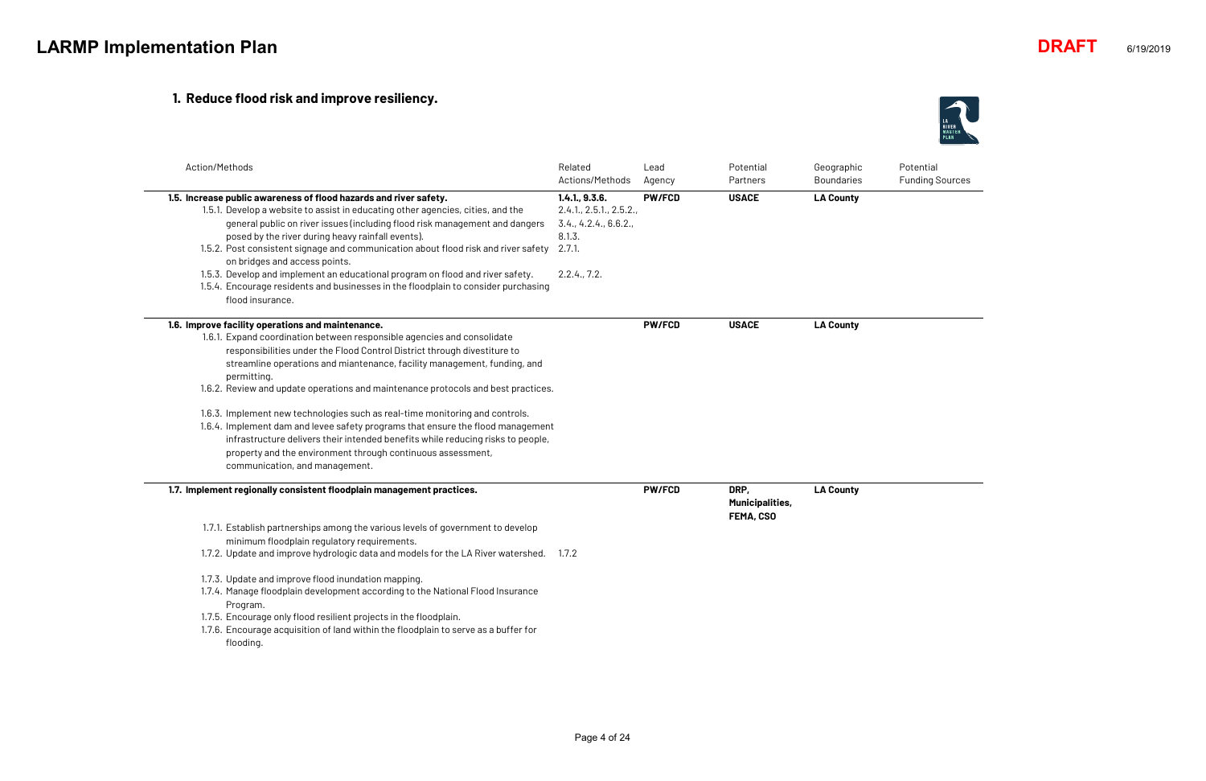# LARMP Implementation Plan

**DRAFT** 6/19/2019

## 1. Reduce flood risk and improve resiliency.

| Action/Methods | Related Actions/Methods | Lead Agency | Potential Partners | Geographic Boundaries | Potential Funding Sources |
|---|---|---|---|---|---|
| **1.5. Increase public awareness of flood hazards and river safety.** | **1.4.1., 9.3.6.** | **PW/FCD** | **USACE** | **LA County** | |
| 1.5.1. Develop a website to assist in educating other agencies, cities, and the general public on river issues (including flood risk management and dangers posed by the river during heavy rainfall events). | 2.4.1., 2.5.1., 2.5.2., 3.4., 4.2.4., 6.6.2., 8.1.3. | | | | |
| 1.5.2. Post consistent signage and communication about flood risk and river safety on bridges and access points. | 2.7.1. | | | | |
| 1.5.3. Develop and implement an educational program on flood and river safety. | 2.2.4., 7.2. | | | | |
| 1.5.4. Encourage residents and businesses in the floodplain to consider purchasing flood insurance. | | | | | |
| **1.6. Improve facility operations and maintenance.** | | **PW/FCD** | **USACE** | **LA County** | |
| 1.6.1. Expand coordination between responsible agencies and consolidate responsibilities under the Flood Control District through divestiture to streamline operations and mientenance, facility management, funding, and permitting. | | | | | |
| 1.6.2. Review and update operations and maintenance protocols and best practices. | | | | | |
| 1.6.3. Implement new technologies such as real-time monitoring and controls. | | | | | |
| 1.6.4. Implement dam and levee safety programs that ensure the flood management infrastructure delivers their intended benefits while reducing risks to people, property and the environment through continuous assessment, communication, and management. | | | | | |
| **1.7. Implement regionally consistent floodplain management practices.** | | **PW/FCD** | **DRP, Municipalities, FEMA, CSO** | **LA County** | |
| 1.7.1. Establish partnerships among the various levels of government to develop minimum floodplain regulatory requirements. | | | | | |
| 1.7.2. Update and improve hydrologic data and models for the LA River watershed. | 1.7.2 | | | | |
| 1.7.3. Update and improve flood inundation mapping. | | | | | |
| 1.7.4. Manage floodplain development according to the National Flood Insurance Program. | | | | | |
| 1.7.5. Encourage only flood resilient projects in the floodplain. | | | | | |
| 1.7.6. Encourage acquisition of land within the floodplain to serve as a buffer for flooding. | | | | | |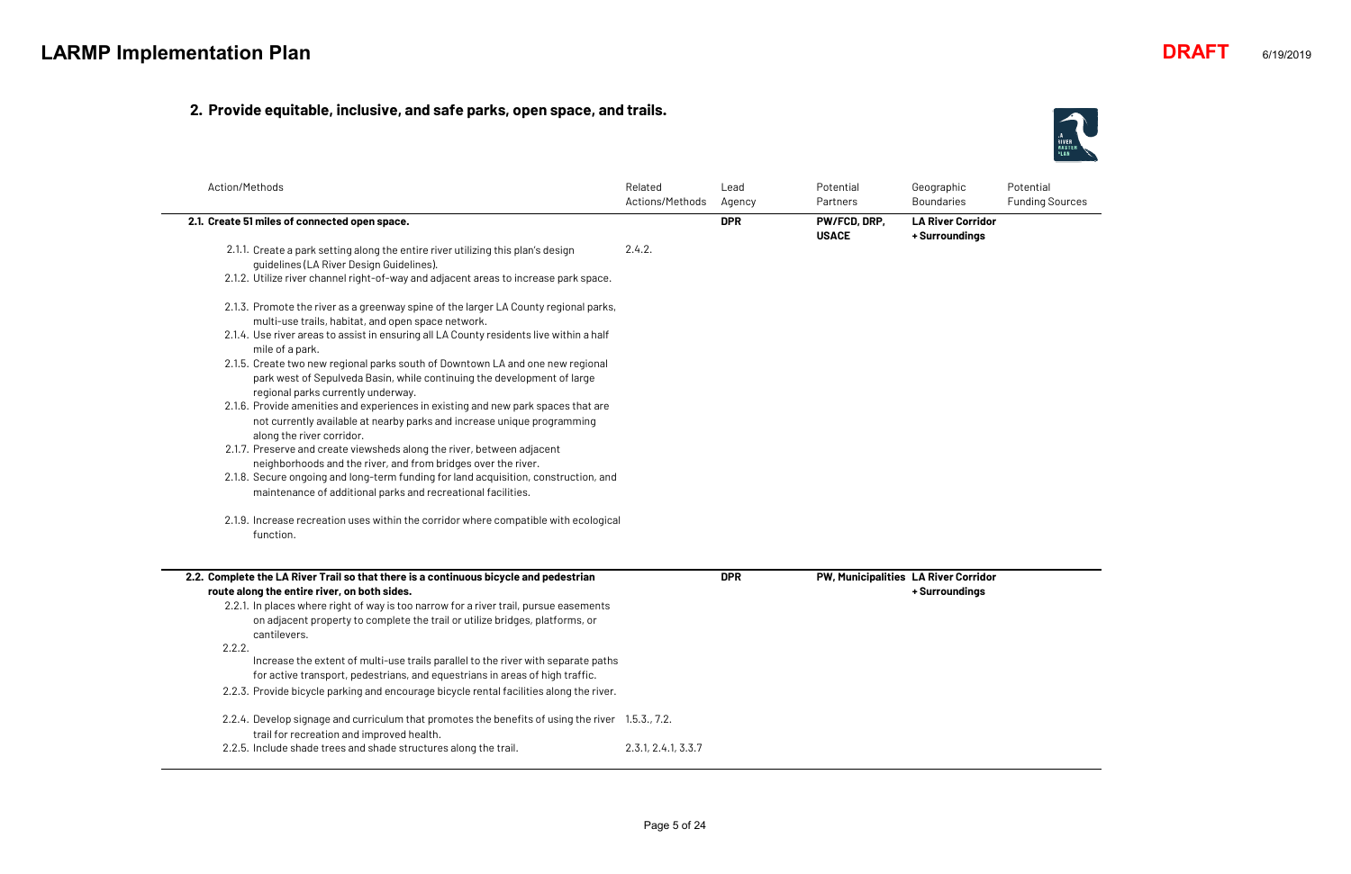## 2. Provide equitable, inclusive, and safe parks, open space, and trails.

| Action/Methods | Related Actions/Methods | Lead Agency | Potential Partners | Geographic Boundaries | Potential Funding Sources |
|---|---|---|---|---|---|
| **2.1. Create 51 miles of connected open space.** | | **DPR** | **PW/FCD, DRP, USACE** | **LA River Corridor + Surroundings** | |
| 2.1.1. Create a park setting along the entire river utilizing this plan's design guidelines (LA River Design Guidelines). | 2.4.2. | | | | |
| 2.1.2. Utilize river channel right-of-way and adjacent areas to increase park space. | | | | | |
| 2.1.3. Promote the river as a greenway spine of the larger LA County regional parks, multi-use trails, habitat, and open space network. | | | | | |
| 2.1.4. Use river areas to assist in ensuring all LA County residents live within a half mile of a park. | | | | | |
| 2.1.5. Create two new regional parks south of Downtown LA and one new regional park west of Sepulveda Basin, while continuing the development of large regional parks currently underway. | | | | | |
| 2.1.6. Provide amenities and experiences in existing and new park spaces that are not currently available at nearby parks and increase unique programming along the river corridor. | | | | | |
| 2.1.7. Preserve and create viewsheds along the river, between adjacent neighborhoods and the river, and from bridges over the river. | | | | | |
| 2.1.8. Secure ongoing and long-term funding for land acquisition, construction, and maintenance of additional parks and recreational facilities. | | | | | |
| 2.1.9. Increase recreation uses within the corridor where compatible with ecological function. | | | | | |
| **2.2. Complete the LA River Trail so that there is a continuous bicycle and pedestrian route along the entire river, on both sides.** | | **DPR** | **PW, Municipalities** | **LA River Corridor + Surroundings** | |
| 2.2.1. In places where right of way is too narrow for a river trail, pursue easements on adjacent property to complete the trail or utilize bridges, platforms, or cantilevers. | | | | | |
| 2.2.2. Increase the extent of multi-use trails parallel to the river with separate paths for active transport, pedestrians, and equestrians in areas of high traffic. | | | | | |
| 2.2.3. Provide bicycle parking and encourage bicycle rental facilities along the river. | | | | | |
| 2.2.4. Develop signage and curriculum that promotes the benefits of using the river trail for recreation and improved health. | 1.5.3., 7.2. | | | | |
| 2.2.5. Include shade trees and shade structures along the trail. | 2.3.1, 2.4.1, 3.3.7 | | | | |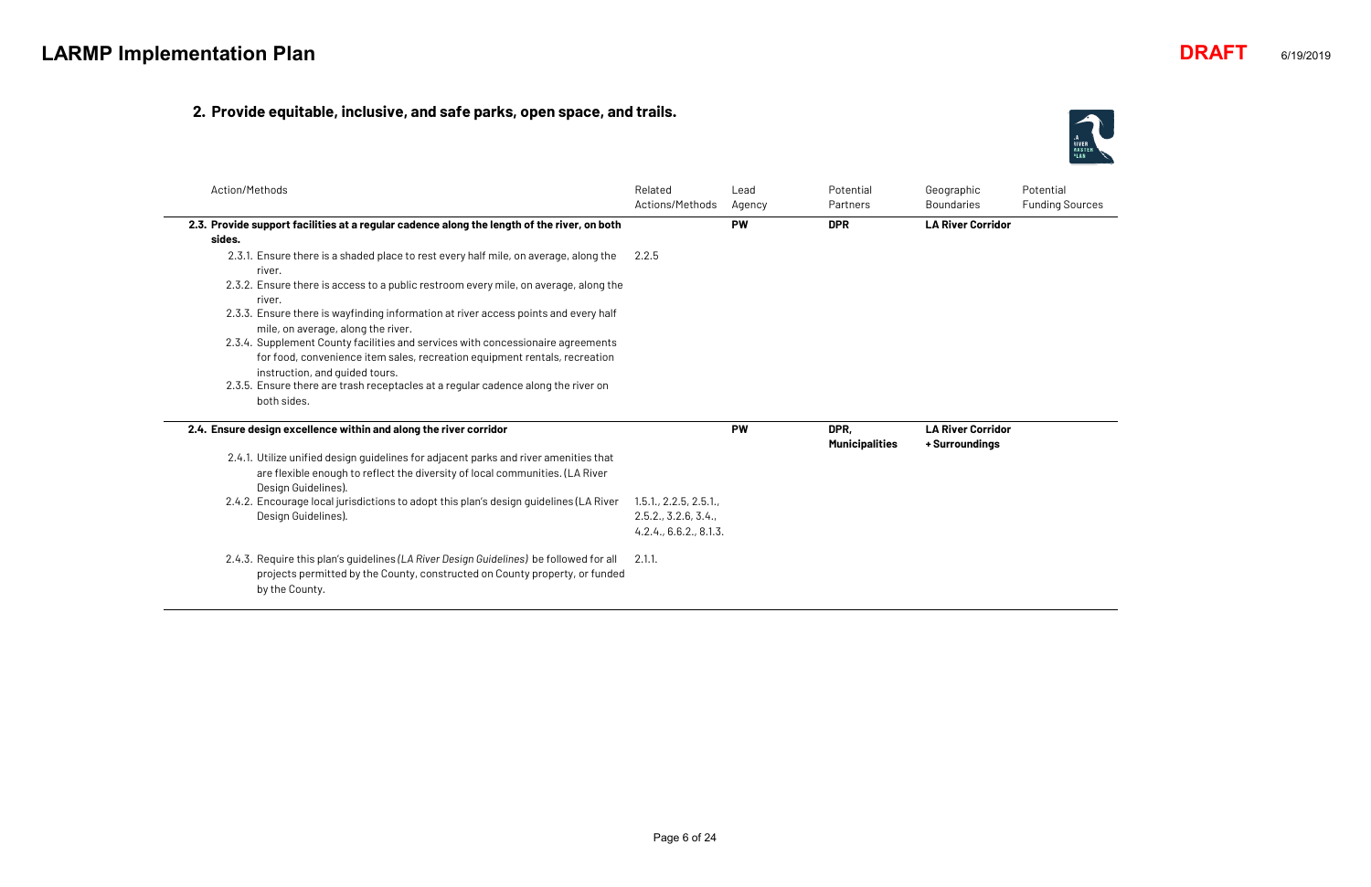## 2. Provide equitable, inclusive, and safe parks, open space, and trails.

| Action/Methods | Related Actions/Methods | Lead Agency | Potential Partners | Geographic Boundaries | Potential Funding Sources |
|---|---|---|---|---|---|
| **2.3. Provide support facilities at a regular cadence along the length of the river, on both sides.** | | **PW** | **DPR** | **LA River Corridor** | |
| 2.3.1. Ensure there is a shaded place to rest every half mile, on average, along the river. | 2.2.5 | | | | |
| 2.3.2. Ensure there is access to a public restroom every mile, on average, along the river. | | | | | |
| 2.3.3. Ensure there is wayfinding information at river access points and every half mile, on average, along the river. | | | | | |
| 2.3.4. Supplement County facilities and services with concessionaire agreements for food, convenience item sales, recreation equipment rentals, recreation instruction, and guided tours. | | | | | |
| 2.3.5. Ensure there are trash receptacles at a regular cadence along the river on both sides. | | | | | |
| **2.4. Ensure design excellence within and along the river corridor** | | **PW** | **DPR, Municipalities** | **LA River Corridor + Surroundings** | |
| 2.4.1. Utilize unified design guidelines for adjacent parks and river amenities that are flexible enough to reflect the diversity of local communities. (LA River Design Guidelines). | | | | | |
| 2.4.2. Encourage local jurisdictions to adopt this plan's design guidelines (LA River Design Guidelines). | 1.5.1., 2.2.5, 2.5.1., 2.5.2., 3.2.6, 3.4., 4.2.4., 6.6.2., 8.1.3. | | | | |
| 2.4.3. Require this plan's guidelines (*LA River Design Guidelines*) be followed for all projects permitted by the County, constructed on County property, or funded by the County. | 2.1.1. | | | | |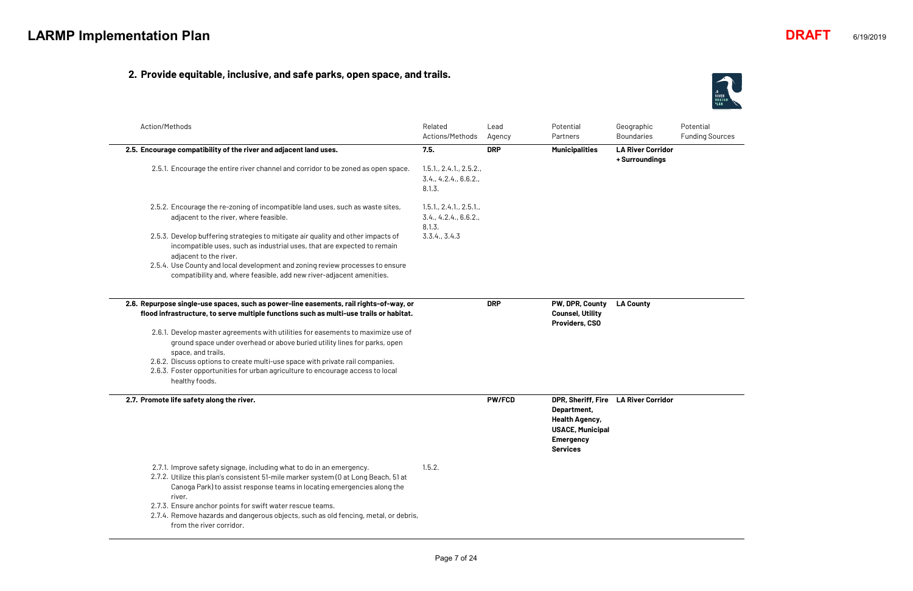## 2. Provide equitable, inclusive, and safe parks, open space, and trails.

| Action/Methods | Related Actions/Methods | Lead Agency | Potential Partners | Geographic Boundaries | Potential Funding Sources |
|---|---|---|---|---|---|
| **2.5. Encourage compatibility of the river and adjacent land uses.** | **7.5.** | **DRP** | **Municipalities** | **LA River Corridor + Surroundings** | |
| 2.5.1. Encourage the entire river channel and corridor to be zoned as open space. | 1.5.1., 2.4.1., 2.5.2., 3.4., 4.2.4., 6.6.2., 8.1.3. | | | | |
| 2.5.2. Encourage the re-zoning of incompatible land uses, such as waste sites, adjacent to the river, where feasible. | 1.5.1., 2.4.1., 2.5.1., 3.4., 4.2.4., 6.6.2., 8.1.3. | | | | |
| 2.5.3. Develop buffering strategies to mitigate air quality and other impacts of incompatible uses, such as industrial uses, that are expected to remain adjacent to the river. | 3.3.4., 3.4.3 | | | | |
| 2.5.4. Use County and local development and zoning review processes to ensure compatibility and, where feasible, add new river-adjacent amenities. | | | | | |
| **2.6. Repurpose single-use spaces, such as power-line easements, rail rights-of-way, or flood infrastructure, to serve multiple functions such as multi-use trails or habitat.** | | **DRP** | **PW, DPR, County Counsel, Utility Providers, CSO** | **LA County** | |
| 2.6.1. Develop master agreements with utilities for easements to maximize use of ground space under overhead or above buried utility lines for parks, open space, and trails. | | | | | |
| 2.6.2. Discuss options to create multi-use space with private rail companies. | | | | | |
| 2.6.3. Foster opportunities for urban agriculture to encourage access to local healthy foods. | | | | | |
| **2.7. Promote life safety along the river.** | | **PW/FCD** | **DPR, Sheriff, Fire Department, Health Agency, USACE, Municipal Emergency Services** | **LA River Corridor** | |
| 2.7.1. Improve safety signage, including what to do in an emergency. | 1.5.2. | | | | |
| 2.7.2. Utilize this plan's consistent 51-mile marker system (0 at Long Beach, 51 at Canoga Park) to assist response teams in locating emergencies along the river. | | | | | |
| 2.7.3. Ensure anchor points for swift water rescue teams. | | | | | |
| 2.7.4. Remove hazards and dangerous objects, such as old fencing, metal, or debris, from the river corridor. | | | | | |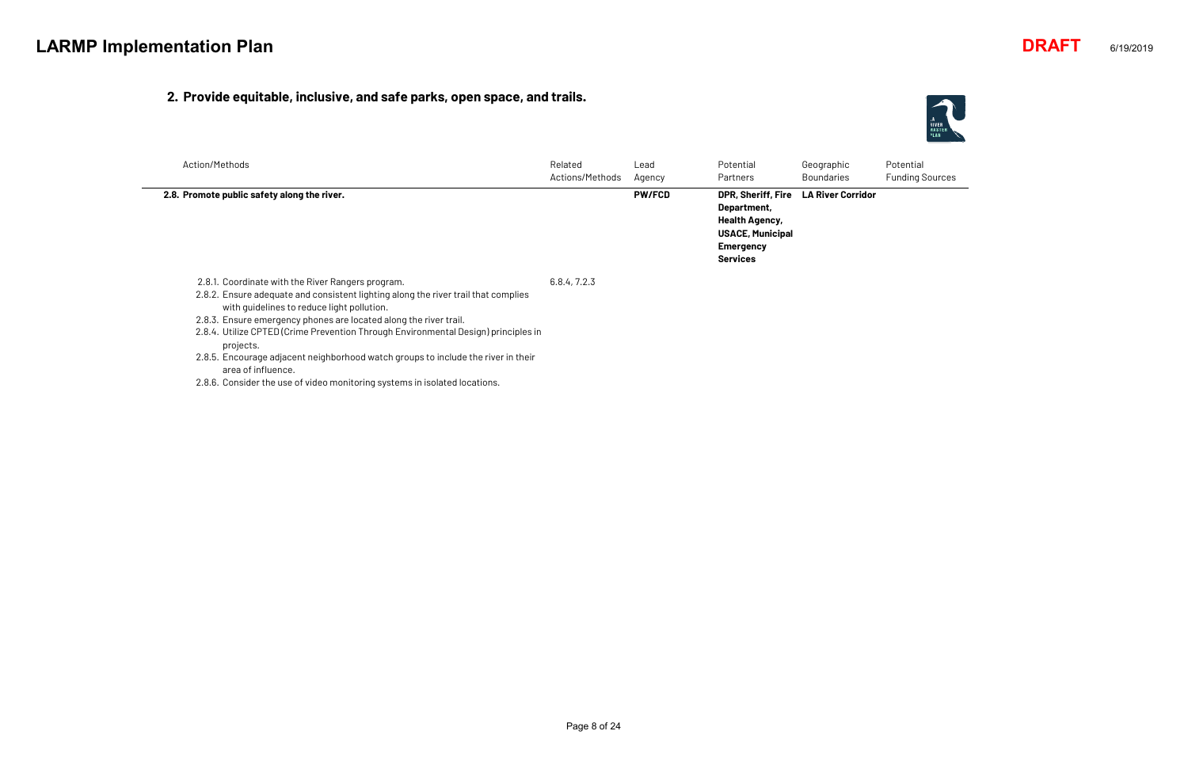## 2. Provide equitable, inclusive, and safe parks, open space, and trails.

| Action/Methods | Related Actions/Methods | Lead Agency | Potential Partners | Geographic Boundaries | Potential Funding Sources |
|---|---|---|---|---|---|
| **2.8. Promote public safety along the river.** | | **PW/FCD** | **DPR, Sheriff, Fire Department, Health Agency, USACE, Municipal Emergency Services** | **LA River Corridor** | |
| 2.8.1. Coordinate with the River Rangers program. | 6.8.4, 7.2.3 | | | | |
| 2.8.2. Ensure adequate and consistent lighting along the river trail that complies with guidelines to reduce light pollution. | | | | | |
| 2.8.3. Ensure emergency phones are located along the river trail. | | | | | |
| 2.8.4. Utilize CPTED (Crime Prevention Through Environmental Design) principles in projects. | | | | | |
| 2.8.5. Encourage adjacent neighborhood watch groups to include the river in their area of influence. | | | | | |
| 2.8.6. Consider the use of video monitoring systems in isolated locations. | | | | | |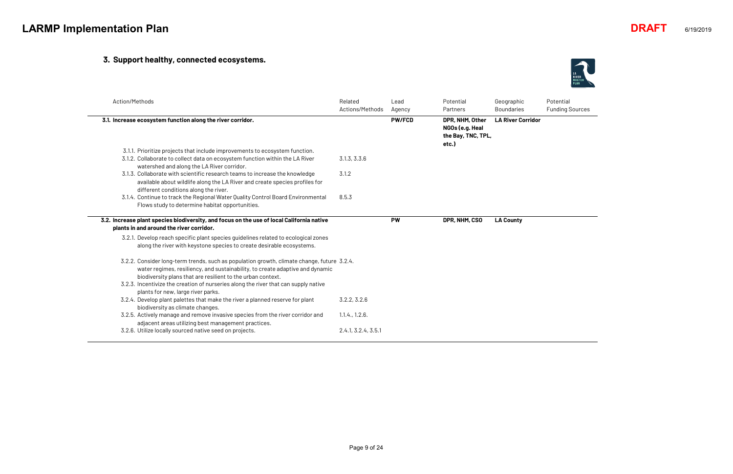### 3. Support healthy, connected ecosystems.

| Action/Methods | Related Actions/Methods | Lead Agency | Potential Partners | Geographic Boundaries | Potential Funding Sources |
|---|---|---|---|---|---|
| **3.1. Increase ecosystem function along the river corridor.** | | **PW/FCD** | **DPR, NHM, Other NGOs (e.g. Heal the Bay, TNC, TPL, etc.)** | **LA River Corridor** | |
| 3.1.1. Prioritize projects that include improvements to ecosystem function. | | | | | |
| 3.1.2. Collaborate to collect data on ecosystem function within the LA River watershed and along the LA River corridor. | 3.1.3, 3.3.6 | | | | |
| 3.1.3. Collaborate with scientific research teams to increase the knowledge available about wildlife along the LA River and create species profiles for different conditions along the river. | 3.1.2 | | | | |
| 3.1.4. Continue to track the Regional Water Quality Control Board Environmental Flows study to determine habitat opportunities. | 8.5.3 | | | | |
| **3.2. Increase plant species biodiversity, and focus on the use of local California native plants in and around the river corridor.** | | **PW** | **DPR, NHM, CSO** | **LA County** | |
| 3.2.1. Develop reach specific plant species guidelines related to ecological zones along the river with keystone species to create desirable ecosystems. | | | | | |
| 3.2.2. Consider long-term trends, such as population growth, climate change, future water regimes, resiliency, and sustainability, to create adaptive and dynamic biodiversity plans that are resilient to the urban context. | 3.2.4. | | | | |
| 3.2.3. Incentivize the creation of nurseries along the river that can supply native plants for new, large river parks. | | | | | |
| 3.2.4. Develop plant palettes that make the river a planned reserve for plant biodiversity as climate changes. | 3.2.2, 3.2.6 | | | | |
| 3.2.5. Actively manage and remove invasive species from the river corridor and adjacent areas utilizing best management practices. | 1.1.4., 1.2.6. | | | | |
| 3.2.6. Utilize locally sourced native seed on projects. | 2.4.1, 3.2.4, 3.5.1 | | | | |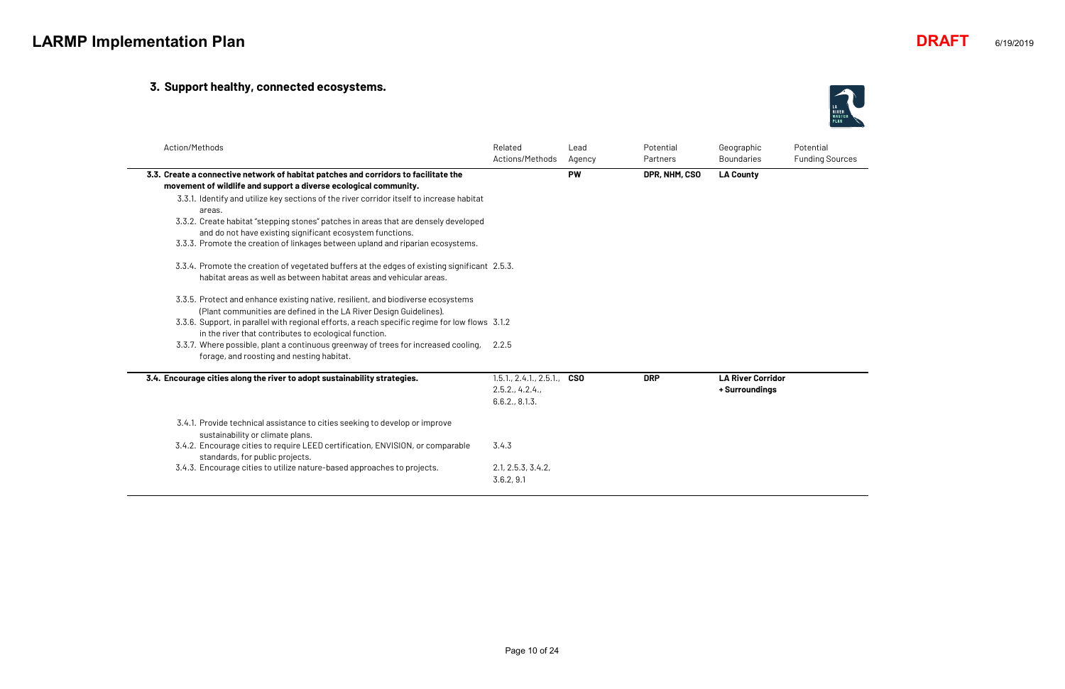## 3. Support healthy, connected ecosystems.

| Action/Methods | Related Actions/Methods | Lead Agency | Potential Partners | Geographic Boundaries | Potential Funding Sources |
|---|---|---|---|---|---|
| **3.3. Create a connective network of habitat patches and corridors to facilitate the movement of wildlife and support a diverse ecological community.** | | **PW** | **DPR, NHM, CSO** | **LA County** | |
| 3.3.1. Identify and utilize key sections of the river corridor itself to increase habitat areas. | | | | | |
| 3.3.2. Create habitat "stepping stones" patches in areas that are densely developed and do not have existing significant ecosystem functions. | | | | | |
| 3.3.3. Promote the creation of linkages between upland and riparian ecosystems. | | | | | |
| 3.3.4. Promote the creation of vegetated buffers at the edges of existing significant habitat areas as well as between habitat areas and vehicular areas. | 2.5.3. | | | | |
| 3.3.5. Protect and enhance existing native, resilient, and biodiverse ecosystems (Plant communities are defined in the LA River Design Guidelines). | | | | | |
| 3.3.6. Support, in parallel with regional efforts, a reach specific regime for low flows in the river that contributes to ecological function. | 3.1.2 | | | | |
| 3.3.7. Where possible, plant a continuous greenway of trees for increased cooling, forage, and roosting and nesting habitat. | 2.2.5 | | | | |
| **3.4. Encourage cities along the river to adopt sustainability strategies.** | 1.5.1., 2.4.1., 2.5.1., 2.5.2., 4.2.4., 6.6.2., 8.1.3. | **CSO** | **DRP** | **LA River Corridor + Surroundings** | |
| 3.4.1. Provide technical assistance to cities seeking to develop or improve sustainability or climate plans. | | | | | |
| 3.4.2. Encourage cities to require LEED certification, ENVISION, or comparable standards, for public projects. | 3.4.3 | | | | |
| 3.4.3. Encourage cities to utilize nature-based approaches to projects. | 2.1, 2.5.3, 3.4.2, 3.6.2, 9.1 | | | | |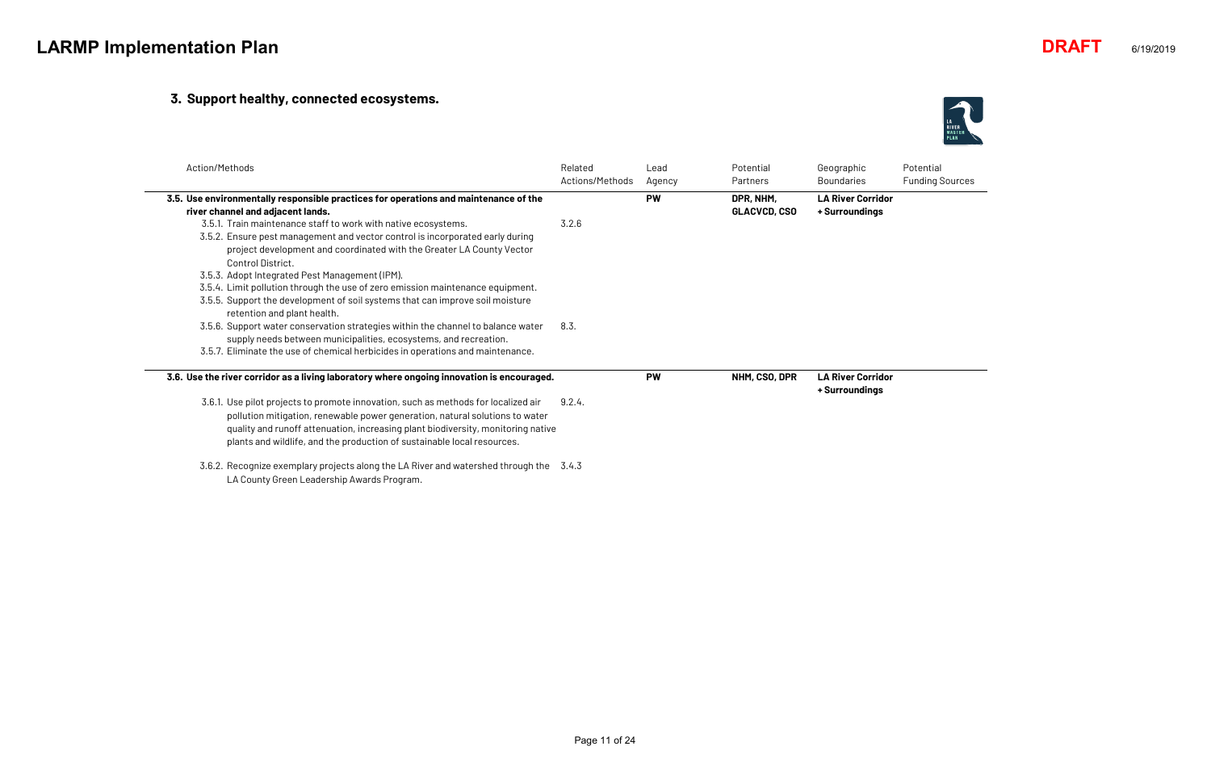## 3. Support healthy, connected ecosystems.

| Action/Methods | Related Actions/Methods | Lead Agency | Potential Partners | Geographic Boundaries | Potential Funding Sources |
|---|---|---|---|---|---|
| **3.5. Use environmentally responsible practices for operations and maintenance of the river channel and adjacent lands.** | | **PW** | **DPR, NHM, GLACVCD, CSO** | **LA River Corridor + Surroundings** | |
| 3.5.1. Train maintenance staff to work with native ecosystems. | 3.2.6 | | | | |
| 3.5.2. Ensure pest management and vector control is incorporated early during project development and coordinated with the Greater LA County Vector Control District. | | | | | |
| 3.5.3. Adopt Integrated Pest Management (IPM). | | | | | |
| 3.5.4. Limit pollution through the use of zero emission maintenance equipment. | | | | | |
| 3.5.5. Support the development of soil systems that can improve soil moisture retention and plant health. | | | | | |
| 3.5.6. Support water conservation strategies within the channel to balance water supply needs between municipalities, ecosystems, and recreation. | 8.3. | | | | |
| 3.5.7. Eliminate the use of chemical herbicides in operations and maintenance. | | | | | |
| **3.6. Use the river corridor as a living laboratory where ongoing innovation is encouraged.** | | **PW** | **NHM, CSO, DPR** | **LA River Corridor + Surroundings** | |
| 3.6.1. Use pilot projects to promote innovation, such as methods for localized air pollution mitigation, renewable power generation, natural solutions to water quality and runoff attenuation, increasing plant biodiversity, monitoring native plants and wildlife, and the production of sustainable local resources. | 9.2.4. | | | | |
| 3.6.2. Recognize exemplary projects along the LA River and watershed through the LA County Green Leadership Awards Program. | 3.4.3 | | | | |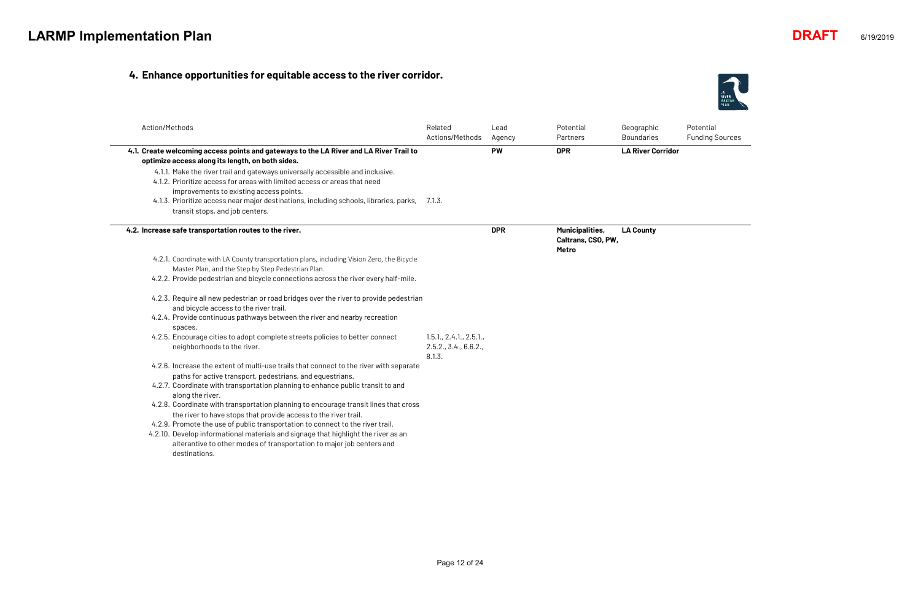## 4. Enhance opportunities for equitable access to the river corridor.

| Action/Methods | Related Actions/Methods | Lead Agency | Potential Partners | Geographic Boundaries | Potential Funding Sources |
|---|---|---|---|---|---|
| **4.1. Create welcoming access points and gateways to the LA River and LA River Trail to optimize access along its length, on both sides.** | | **PW** | **DPR** | **LA River Corridor** | |
| 4.1.1. Make the river trail and gateways universally accessible and inclusive. | | | | | |
| 4.1.2. Prioritize access for areas with limited access or areas that need improvements to existing access points. | | | | | |
| 4.1.3. Prioritize access near major destinations, including schools, libraries, parks, transit stops, and job centers. | 7.1.3. | | | | |
| **4.2. Increase safe transportation routes to the river.** | | **DPR** | **Municipalities, Caltrans, CSO, PW, Metro** | **LA County** | |
| 4.2.1. Coordinate with LA County transportation plans, including Vision Zero, the Bicycle Master Plan, and the Step by Step Pedestrian Plan. | | | | | |
| 4.2.2. Provide pedestrian and bicycle connections across the river every half-mile. | | | | | |
| 4.2.3. Require all new pedestrian or road bridges over the river to provide pedestrian and bicycle access to the river trail. | | | | | |
| 4.2.4. Provide continuous pathways between the river and nearby recreation spaces. | | | | | |
| 4.2.5. Encourage cities to adopt complete streets policies to better connect neighborhoods to the river. | 1.5.1., 2.4.1., 2.5.1., 2.5.2., 3.4., 6.6.2., 8.1.3. | | | | |
| 4.2.6. Increase the extent of multi-use trails that connect to the river with separate paths for active transport, pedestrians, and equestrians. | | | | | |
| 4.2.7. Coordinate with transportation planning to enhance public transit to and along the river. | | | | | |
| 4.2.8. Coordinate with transportation planning to encourage transit lines that cross the river to have stops that provide access to the river trail. | | | | | |
| 4.2.9. Promote the use of public transportation to connect to the river trail. | | | | | |
| 4.2.10. Develop informational materials and signage that highlight the river as an alterantive to other modes of transportation to major job centers and destinations. | | | | | |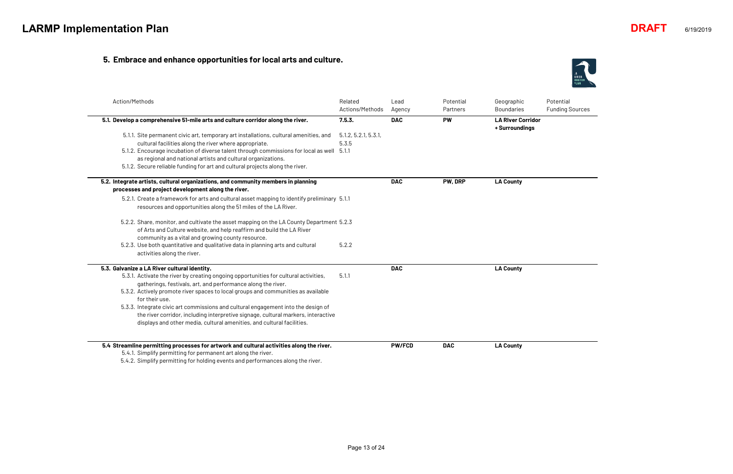## 5. Embrace and enhance opportunities for local arts and culture.

| Action/Methods | Related Actions/Methods | Lead Agency | Potential Partners | Geographic Boundaries | Potential Funding Sources |
|---|---|---|---|---|---|
| **5.1. Develop a comprehensive 51-mile arts and culture corridor along the river.** | **7.5.3.** | **DAC** | **PW** | **LA RIver Corridor + Surroundings** | |
| 5.1.1. Site permanent civic art, temporary art installations, cultural amenities, and cultural facilities along the river where appropriate. | 5.1.2, 5.2.1, 5.3.1, 5.3.5 | | | | |
| 5.1.2. Encourage incubation of diverse talent through commissions for local as well as regional and national artists and cultural organizations. | 5.1.1 | | | | |
| 5.1.2. Secure reliable funding for art and cultural projects along the river. | | | | | |
| **5.2. Integrate artists, cultural organizations, and community members in planning processes and project development along the river.** | | **DAC** | **PW, DRP** | **LA County** | |
| 5.2.1. Create a framework for arts and cultural asset mapping to identify preliminary resources and opportunities along the 51 miles of the LA River. | 5.1.1 | | | | |
| 5.2.2. Share, monitor, and cultivate the asset mapping on the LA County Department of Arts and Culture website, and help reaffirm and build the LA River community as a vital and growing county resource. | 5.2.3 | | | | |
| 5.2.3. Use both quantitative and qualitative data in planning arts and cultural activities along the river. | 5.2.2 | | | | |
| **5.3. Galvanize a LA River cultural identity.** | | **DAC** | | **LA County** | |
| 5.3.1. Activate the river by creating ongoing opportunities for cultural activities, gatherings, festivals, art, and performance along the river. | 5.1.1 | | | | |
| 5.3.2. Actively promote river spaces to local groups and communities as available for their use. | | | | | |
| 5.3.3. Integrate civic art commissions and cultural engagement into the design of the river corridor, including interpretive signage, cultural markers, interactive displays and other media, cultural amenities, and cultural facilities. | | | | | |
| **5.4 Streamline permitting processes for artwork and cultural activities along the river.** | | **PW/FCD** | **DAC** | **LA County** | |
| 5.4.1. Simplify permitting for permanent art along the river. | | | | | |
| 5.4.2. Simplify permitting for holding events and performances along the river. | | | | | |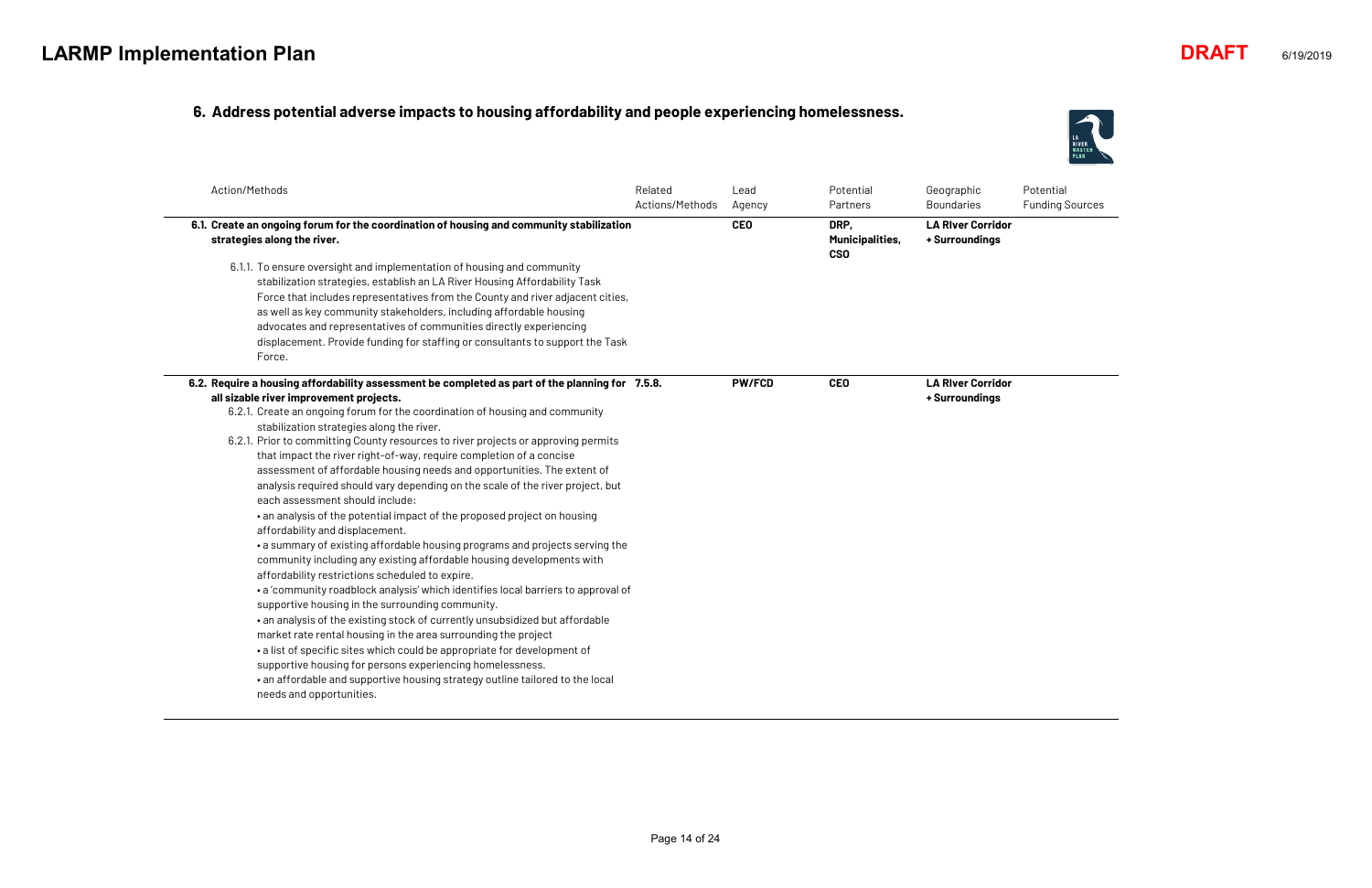## 6. Address potential adverse impacts to housing affordability and people experiencing homelessness.

| Action/Methods | Related Actions/Methods | Lead Agency | Potential Partners | Geographic Boundaries | Potential Funding Sources |
|---|---|---|---|---|---|
| **6.1. Create an ongoing forum for the coordination of housing and community stabilization strategies along the river.**<br>6.1.1. To ensure oversight and implementation of housing and community stabilization strategies, establish an LA River Housing Affordability Task Force that includes representatives from the County and river adjacent cities, as well as key community stakeholders, including affordable housing advocates and representatives of communities directly experiencing displacement. Provide funding for staffing or consultants to support the Task Force. | | **CEO** | **DRP, Municipalities, CSO** | **LA RIver Corridor + Surroundings** | |
| **6.2. Require a housing affordability assessment be completed as part of the planning for all sizable river improvement projects.**<br>6.2.1. Create an ongoing forum for the coordination of housing and community stabilization strategies along the river.<br>6.2.1. Prior to committing County resources to river projects or approving permits that impact the river right-of-way, require completion of a concise assessment of affordable housing needs and opportunities. The extent of analysis required should vary depending on the scale of the river project, but each assessment should include:<br>• an analysis of the potential impact of the proposed project on housing affordability and displacement.<br>• a summary of existing affordable housing programs and projects serving the community including any existing affordable housing developments with affordability restrictions scheduled to expire.<br>• a 'community roadblock analysis' which identifies local barriers to approval of supportive housing in the surrounding community.<br>• an analysis of the existing stock of currently unsubsidized but affordable market rate rental housing in the area surrounding the project<br>• a list of specific sites which could be appropriate for development of supportive housing for persons experiencing homelessness.<br>• an affordable and supportive housing strategy outline tailored to the local needs and opportunities. | **7.5.8.** | **PW/FCD** | **CEO** | **LA RIver Corridor + Surroundings** | |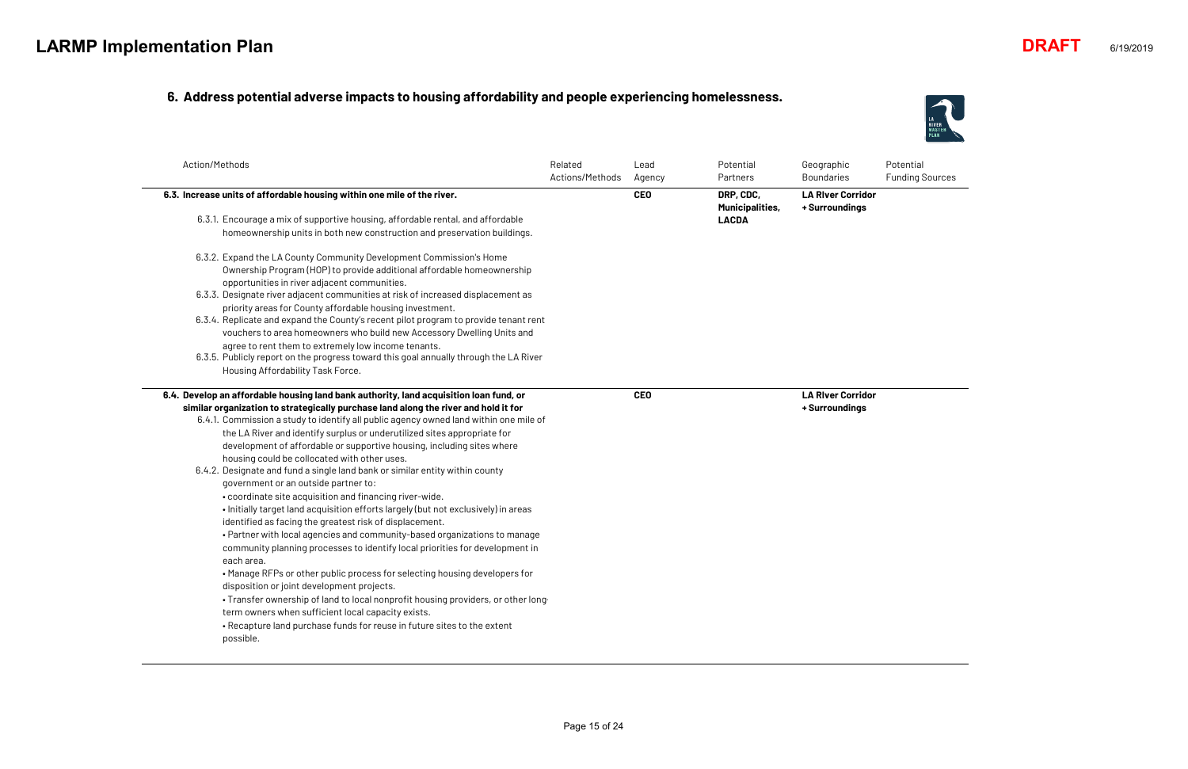# LARMP Implementation Plan

**DRAFT** 6/19/2019

## 6. Address potential adverse impacts to housing affordability and people experiencing homelessness.

| Action/Methods | Related Actions/Methods | Lead Agency | Potential Partners | Geographic Boundaries | Potential Funding Sources |
|---|---|---|---|---|---|
| **6.3. Increase units of affordable housing within one mile of the river.**<br>6.3.1. Encourage a mix of supportive housing, affordable rental, and affordable homeownership units in both new construction and preservation buildings.<br>6.3.2. Expand the LA County Community Development Commission's Home Ownership Program (HOP) to provide additional affordable homeownership opportunities in river adjacent communities.<br>6.3.3. Designate river adjacent communities at risk of increased displacement as priority areas for County affordable housing investment.<br>6.3.4. Replicate and expand the County's recent pilot program to provide tenant rent vouchers to area homeowners who build new Accessory Dwelling Units and agree to rent them to extremely low income tenants.<br>6.3.5. Publicly report on the progress toward this goal annually through the LA River Housing Affordability Task Force. | | **CEO** | **DRP, CDC, Municipalities, LACDA** | **LA RIver Corridor + Surroundings** | |
| **6.4. Develop an affordable housing land bank authority, land acquisition loan fund, or similar organization to strategically purchase land along the river and hold it for**<br>6.4.1. Commission a study to identify all public agency owned land within one mile of the LA River and identify surplus or underutilized sites appropriate for development of affordable or supportive housing, including sites where housing could be collocated with other uses.<br>6.4.2. Designate and fund a single land bank or similar entity within county government or an outside partner to:<br>• coordinate site acquisition and financing river-wide.<br>• Initially target land acquisition efforts largely (but not exclusively) in areas identified as facing the greatest risk of displacement.<br>• Partner with local agencies and community-based organizations to manage community planning processes to identify local priorities for development in each area.<br>• Manage RFPs or other public process for selecting housing developers for disposition or joint development projects.<br>• Transfer ownership of land to local nonprofit housing providers, or other long-term owners when sufficient local capacity exists.<br>• Recapture land purchase funds for reuse in future sites to the extent possible. | | **CEO** | | **LA RIver Corridor + Surroundings** | |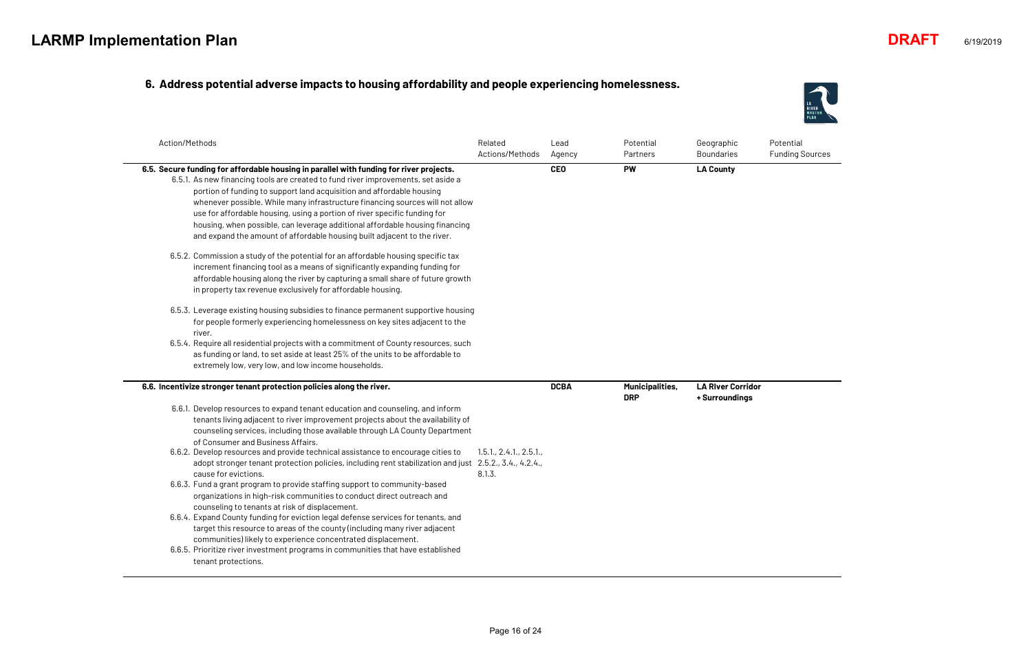## 6. Address potential adverse impacts to housing affordability and people experiencing homelessness.

| Action/Methods | Related Actions/Methods | Lead Agency | Potential Partners | Geographic Boundaries | Potential Funding Sources |
|---|---|---|---|---|---|
| **6.5. Secure funding for affordable housing in parallel with funding for river projects.**<br>6.5.1. As new financing tools are created to fund river improvements, set aside a portion of funding to support land acquisition and affordable housing whenever possible. While many infrastructure financing sources will not allow use for affordable housing, using a portion of river specific funding for housing, when possible, can leverage additional affordable housing financing and expand the amount of affordable housing built adjacent to the river.<br>6.5.2. Commission a study of the potential for an affordable housing specific tax increment financing tool as a means of significantly expanding funding for affordable housing along the river by capturing a small share of future growth in property tax revenue exclusively for affordable housing.<br>6.5.3. Leverage existing housing subsidies to finance permanent supportive housing for people formerly experiencing homelessness on key sites adjacent to the river.<br>6.5.4. Require all residential projects with a commitment of County resources, such as funding or land, to set aside at least 25% of the units to be affordable to extremely low, very low, and low income households. | | **CEO** | **PW** | **LA County** | |
| **6.6. Incentivize stronger tenant protection policies along the river.**<br>6.6.1. Develop resources to expand tenant education and counseling, and inform tenants living adjacent to river improvement projects about the availability of counseling services, including those available through LA County Department of Consumer and Business Affairs.<br>6.6.2. Develop resources and provide technical assistance to encourage cities to adopt stronger tenant protection policies, including rent stabilization and just cause for evictions.<br>6.6.3. Fund a grant program to provide staffing support to community-based organizations in high-risk communities to conduct direct outreach and counseling to tenants at risk of displacement.<br>6.6.4. Expand County funding for eviction legal defense services for tenants, and target this resource to areas of the county (including many river adjacent communities) likely to experience concentrated displacement.<br>6.6.5. Prioritize river investment programs in communities that have established tenant protections. | 1.5.1., 2.4.1., 2.5.1., 2.5.2., 3.4., 4.2.4., 8.1.3. | **DCBA** | **Municipalities, DRP** | **LA RIver Corridor + Surroundings** | |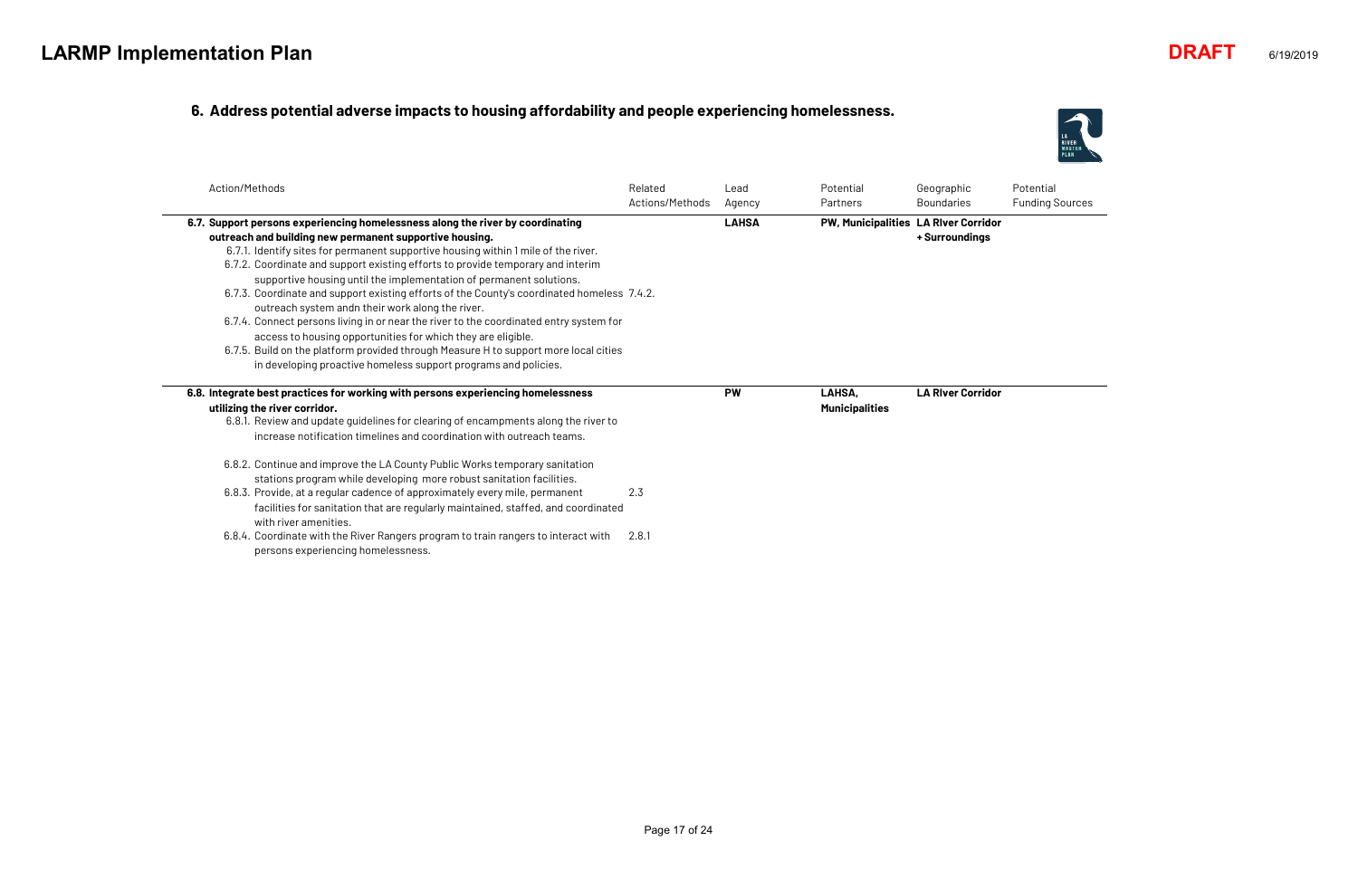# LARMP Implementation Plan

**DRAFT** 6/19/2019

## 6. Address potential adverse impacts to housing affordability and people experiencing homelessness.

| Action/Methods | Related Actions/Methods | Lead Agency | Potential Partners | Geographic Boundaries | Potential Funding Sources |
|---|---|---|---|---|---|
| **6.7. Support persons experiencing homelessness along the river by coordinating outreach and building new permanent supportive housing.** | | **LAHSA** | **PW, Municipalities** | **LA RIver Corridor + Surroundings** | |
| 6.7.1. Identify sites for permanent supportive housing within 1 mile of the river. | | | | | |
| 6.7.2. Coordinate and support existing efforts to provide temporary and interim supportive housing until the implementation of permanent solutions. | | | | | |
| 6.7.3. Coordinate and support existing efforts of the County's coordinated homeless outreach system andn their work along the river. | 7.4.2. | | | | |
| 6.7.4. Connect persons living in or near the river to the coordinated entry system for access to housing opportunities for which they are eligible. | | | | | |
| 6.7.5. Build on the platform provided through Measure H to support more local cities in developing proactive homeless support programs and policies. | | | | | |
| **6.8. Integrate best practices for working with persons experiencing homelessness utilizing the river corridor.** | | **PW** | **LAHSA, Municipalities** | **LA RIver Corridor** | |
| 6.8.1. Review and update guidelines for clearing of encampments along the river to increase notification timelines and coordination with outreach teams. | | | | | |
| 6.8.2. Continue and improve the LA County Public Works temporary sanitation stations program while developing more robust sanitation facilities. | | | | | |
| 6.8.3. Provide, at a regular cadence of approximately every mile, permanent facilities for sanitation that are regularly maintained, staffed, and coordinated with river amenities. | 2.3 | | | | |
| 6.8.4. Coordinate with the River Rangers program to train rangers to interact with persons experiencing homelessness. | 2.8.1 | | | | |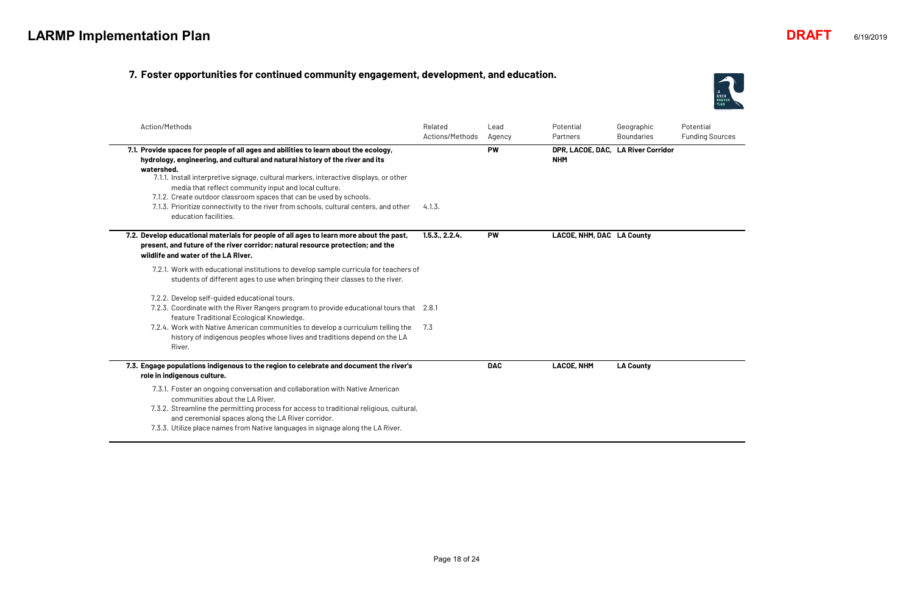## 7. Foster opportunities for continued community engagement, development, and education.

| Action/Methods | Related Actions/Methods | Lead Agency | Potential Partners | Geographic Boundaries | Potential Funding Sources |
|---|---|---|---|---|---|
| **7.1. Provide spaces for people of all ages and abilities to learn about the ecology, hydrology, engineering, and cultural and natural history of the river and its watershed.** | | **PW** | **DPR, LACOE, DAC, NHM** | **LA River Corridor** | |
| 7.1.1. Install interpretive signage, cultural markers, interactive displays, or other media that reflect community input and local culture. | | | | | |
| 7.1.2. Create outdoor classroom spaces that can be used by schools. | | | | | |
| 7.1.3. Prioritize connectivity to the river from schools, cultural centers, and other education facilities. | 4.1.3. | | | | |
| **7.2. Develop educational materials for people of all ages to learn more about the past, present, and future of the river corridor; natural resource protection; and the wildlife and water of the LA River.** | **1.5.3., 2.2.4.** | **PW** | **LACOE, NHM, DAC** | **LA County** | |
| 7.2.1. Work with educational institutions to develop sample curricula for teachers of students of different ages to use when bringing their classes to the river. | | | | | |
| 7.2.2. Develop self-guided educational tours. | | | | | |
| 7.2.3. Coordinate with the River Rangers program to provide educational tours that feature Traditional Ecological Knowledge. | 2.8.1 | | | | |
| 7.2.4. Work with Native American communities to develop a curriculum telling the history of indigenous peoples whose lives and traditions depend on the LA River. | 7.3 | | | | |
| **7.3. Engage populations indigenous to the region to celebrate and document the river's role in indigenous culture.** | | **DAC** | **LACOE, NHM** | **LA County** | |
| 7.3.1. Foster an ongoing conversation and collaboration with Native American communities about the LA River. | | | | | |
| 7.3.2. Streamline the permitting process for access to traditional religious, cultural, and ceremonial spaces along the LA River corridor. | | | | | |
| 7.3.3. Utilize place names from Native languages in signage along the LA River. | | | | | |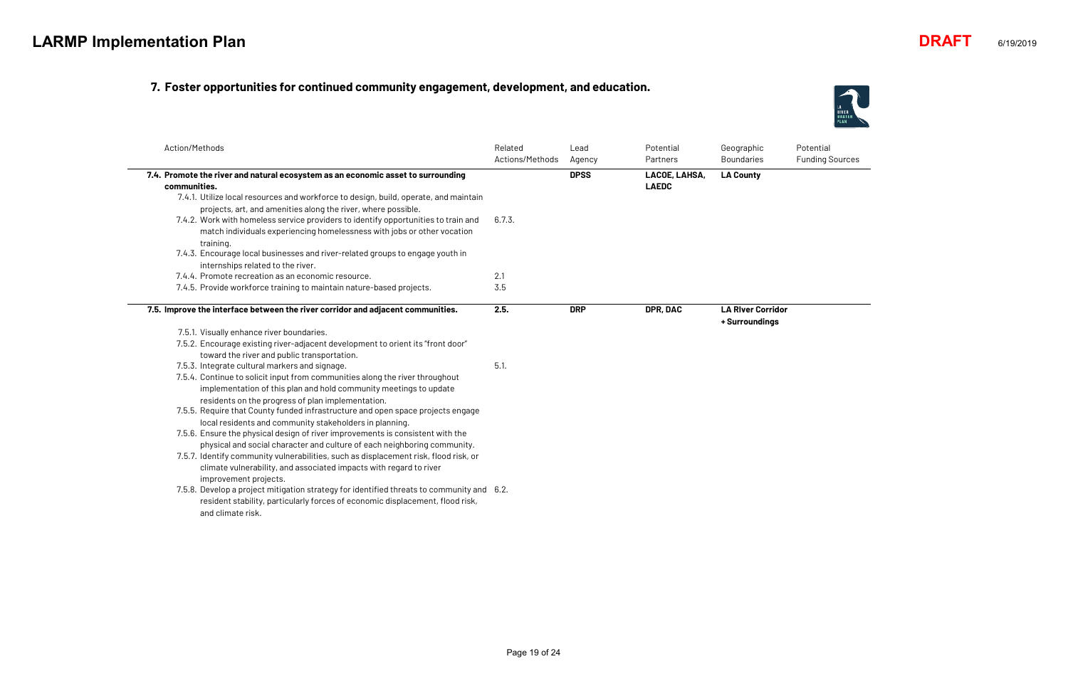## 7. Foster opportunities for continued community engagement, development, and education.

| Action/Methods | Related Actions/Methods | Lead Agency | Potential Partners | Geographic Boundaries | Potential Funding Sources |
|---|---|---|---|---|---|
| **7.4. Promote the river and natural ecosystem as an economic asset to surrounding communities.** | | **DPSS** | **LACOE, LAHSA, LAEDC** | **LA County** | |
| 7.4.1. Utilize local resources and workforce to design, build, operate, and maintain projects, art, and amenities along the river, where possible. | | | | | |
| 7.4.2. Work with homeless service providers to identify opportunities to train and match individuals experiencing homelessness with jobs or other vocation training. | 6.7.3. | | | | |
| 7.4.3. Encourage local businesses and river-related groups to engage youth in internships related to the river. | | | | | |
| 7.4.4. Promote recreation as an economic resource. | 2.1 | | | | |
| 7.4.5. Provide workforce training to maintain nature-based projects. | 3.5 | | | | |
| **7.5. Improve the interface between the river corridor and adjacent communities.** | **2.5.** | **DRP** | **DPR, DAC** | **LA RIver Corridor + Surroundings** | |
| 7.5.1. Visually enhance river boundaries. | | | | | |
| 7.5.2. Encourage existing river-adjacent development to orient its "front door" toward the river and public transportation. | | | | | |
| 7.5.3. Integrate cultural markers and signage. | 5.1. | | | | |
| 7.5.4. Continue to solicit input from communities along the river throughout implementation of this plan and hold community meetings to update residents on the progress of plan implementation. | | | | | |
| 7.5.5. Require that County funded infrastructure and open space projects engage local residents and community stakeholders in planning. | | | | | |
| 7.5.6. Ensure the physical design of river improvements is consistent with the physical and social character and culture of each neighboring community. | | | | | |
| 7.5.7. Identify community vulnerabilities, such as displacement risk, flood risk, or climate vulnerability, and associated impacts with regard to river improvement projects. | | | | | |
| 7.5.8. Develop a project mitigation strategy for identified threats to community and resident stability, particularly forces of economic displacement, flood risk, and climate risk. | 6.2. | | | | |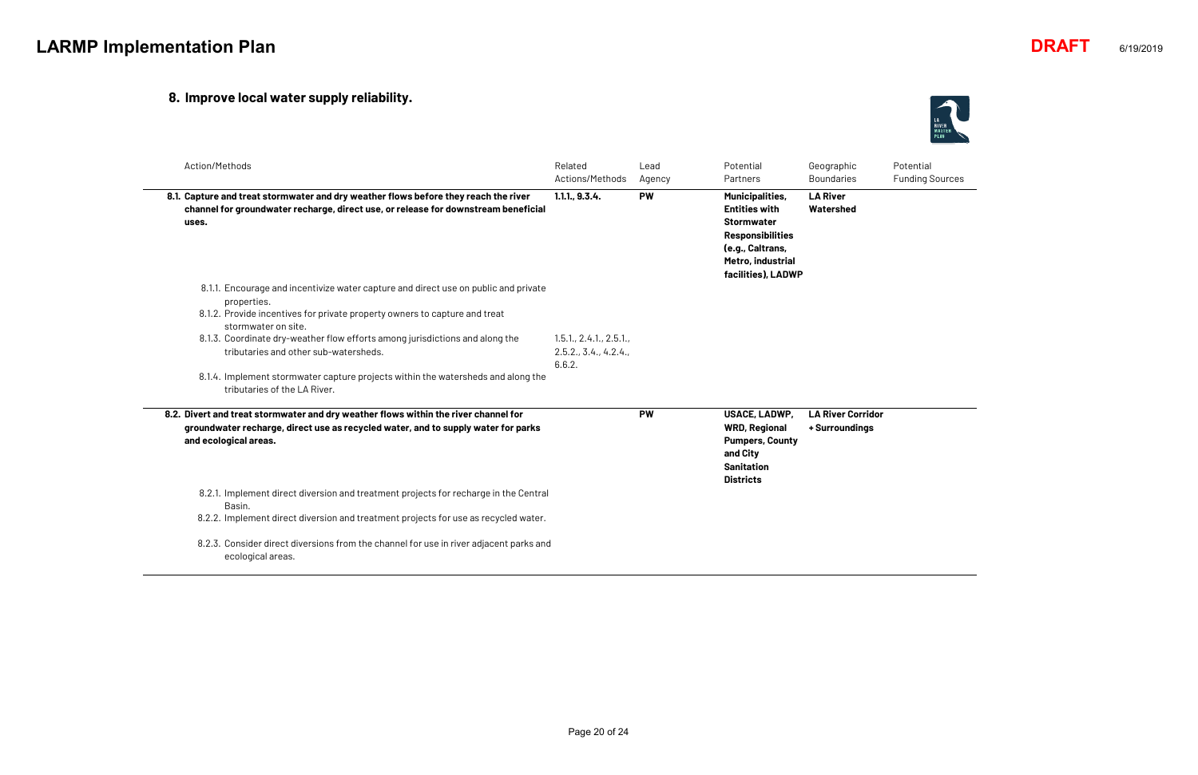## 8. Improve local water supply reliability.

| Action/Methods | Related Actions/Methods | Lead Agency | Potential Partners | Geographic Boundaries | Potential Funding Sources |
|---|---|---|---|---|---|
| **8.1. Capture and treat stormwater and dry weather flows before they reach the river channel for groundwater recharge, direct use, or release for downstream beneficial uses.** | **1.1.1., 9.3.4.** | **PW** | **Municipalities, Entities with Stormwater Responsibilities (e.g., Caltrans, Metro, industrial facilities), LADWP** | **LA River Watershed** | |
| 8.1.1. Encourage and incentivize water capture and direct use on public and private properties. | | | | | |
| 8.1.2. Provide incentives for private property owners to capture and treat stormwater on site. | | | | | |
| 8.1.3. Coordinate dry-weather flow efforts among jurisdictions and along the tributaries and other sub-watersheds. | 1.5.1., 2.4.1., 2.5.1., 2.5.2., 3.4., 4.2.4., 6.6.2. | | | | |
| 8.1.4. Implement stormwater capture projects within the watersheds and along the tributaries of the LA River. | | | | | |
| **8.2. Divert and treat stormwater and dry weather flows within the river channel for groundwater recharge, direct use as recycled water, and to supply water for parks and ecological areas.** | | **PW** | **USACE, LADWP, WRD, Regional Pumpers, County and City Sanitation Districts** | **LA River Corridor + Surroundings** | |
| 8.2.1. Implement direct diversion and treatment projects for recharge in the Central Basin. | | | | | |
| 8.2.2. Implement direct diversion and treatment projects for use as recycled water. | | | | | |
| 8.2.3. Consider direct diversions from the channel for use in river adjacent parks and ecological areas. | | | | | |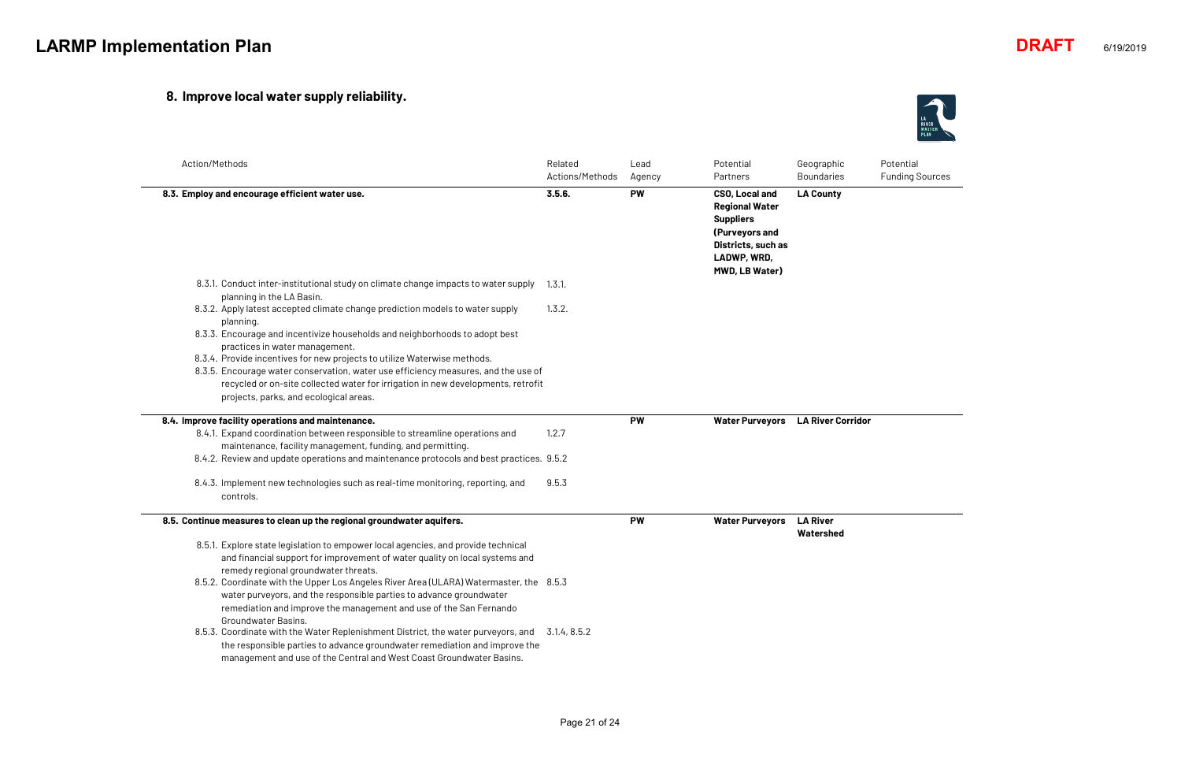## 8. Improve local water supply reliability.

| Action/Methods | Related Actions/Methods | Lead Agency | Potential Partners | Geographic Boundaries | Potential Funding Sources |
|---|---|---|---|---|---|
| **8.3. Employ and encourage efficient water use.** | **3.5.6.** | **PW** | **CSO, Local and Regional Water Suppliers (Purveyors and Districts, such as LADWP, WRD, MWD, LB Water)** | **LA County** | |
| 8.3.1. Conduct inter-institutional study on climate change impacts to water supply planning in the LA Basin. | 1.3.1. | | | | |
| 8.3.2. Apply latest accepted climate change prediction models to water supply planning. | 1.3.2. | | | | |
| 8.3.3. Encourage and incentivize households and neighborhoods to adopt best practices in water management. | | | | | |
| 8.3.4. Provide incentives for new projects to utilize Waterwise methods. | | | | | |
| 8.3.5. Encourage water conservation, water use efficiency measures, and the use of recycled or on-site collected water for irrigation in new developments, retrofit projects, parks, and ecological areas. | | | | | |
| **8.4. Improve facility operations and maintenance.** | | **PW** | **Water Purveyors** | **LA River Corridor** | |
| 8.4.1. Expand coordination between responsible to streamline operations and maintenance, facility management, funding, and permitting. | 1.2.7 | | | | |
| 8.4.2. Review and update operations and maintenance protocols and best practices. | 9.5.2 | | | | |
| 8.4.3. Implement new technologies such as real-time monitoring, reporting, and controls. | 9.5.3 | | | | |
| **8.5. Continue measures to clean up the regional groundwater aquifers.** | | **PW** | **Water Purveyors** | **LA River Watershed** | |
| 8.5.1. Explore state legislation to empower local agencies, and provide technical and financial support for improvement of water quality on local systems and remedy regional groundwater threats. | | | | | |
| 8.5.2. Coordinate with the Upper Los Angeles River Area (ULARA) Watermaster, the water purveyors, and the responsible parties to advance groundwater remediation and improve the management and use of the San Fernando Groundwater Basins. | 8.5.3 | | | | |
| 8.5.3. Coordinate with the Water Replenishment District, the water purveyors, and the responsible parties to advance groundwater remediation and improve the management and use of the Central and West Coast Groundwater Basins. | 3.1.4, 8.5.2 | | | | |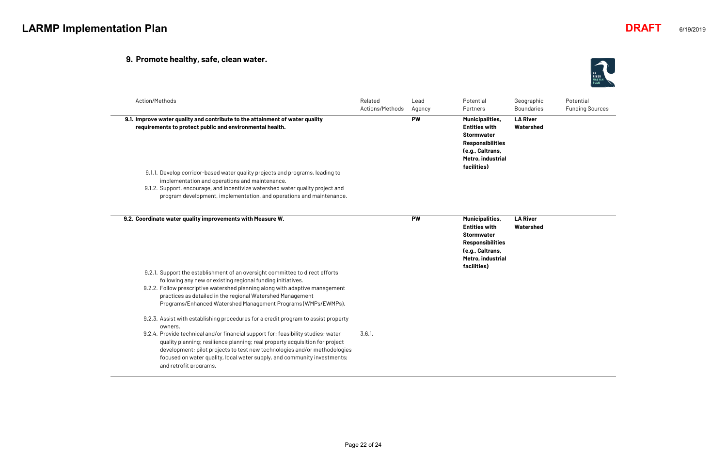## 9. Promote healthy, safe, clean water.

| Action/Methods | Related Actions/Methods | Lead Agency | Potential Partners | Geographic Boundaries | Potential Funding Sources |
|---|---|---|---|---|---|
| **9.1. Improve water quality and contribute to the attainment of water quality requirements to protect public and environmental health.** | | **PW** | **Municipalities, Entities with Stormwater Responsibilities (e.g., Caltrans, Metro, industrial facilities)** | **LA River Watershed** | |
| 9.1.1. Develop corridor-based water quality projects and programs, leading to implementation and operations and maintenance. | | | | | |
| 9.1.2. Support, encourage, and incentivize watershed water quality project and program development, implementation, and operations and maintenance. | | | | | |
| **9.2. Coordinate water quality improvements with Measure W.** | | **PW** | **Municipalities, Entities with Stormwater Responsibilities (e.g., Caltrans, Metro, industrial facilities)** | **LA River Watershed** | |
| 9.2.1. Support the establishment of an oversight committee to direct efforts following any new or existing regional funding initiatives. | | | | | |
| 9.2.2. Follow prescriptive watershed planning along with adaptive management practices as detailed in the regional Watershed Management Programs/Enhanced Watershed Management Programs (WMPs/EWMPs). | | | | | |
| 9.2.3. Assist with establishing procedures for a credit program to assist property owners. | | | | | |
| 9.2.4. Provide technical and/or financial support for: feasibility studies; water quality planning; resilience planning; real property acquisition for project development; pilot projects to test new technologies and/or methodologies focused on water quality, local water supply, and community investments; and retrofit programs. | 3.6.1. | | | | |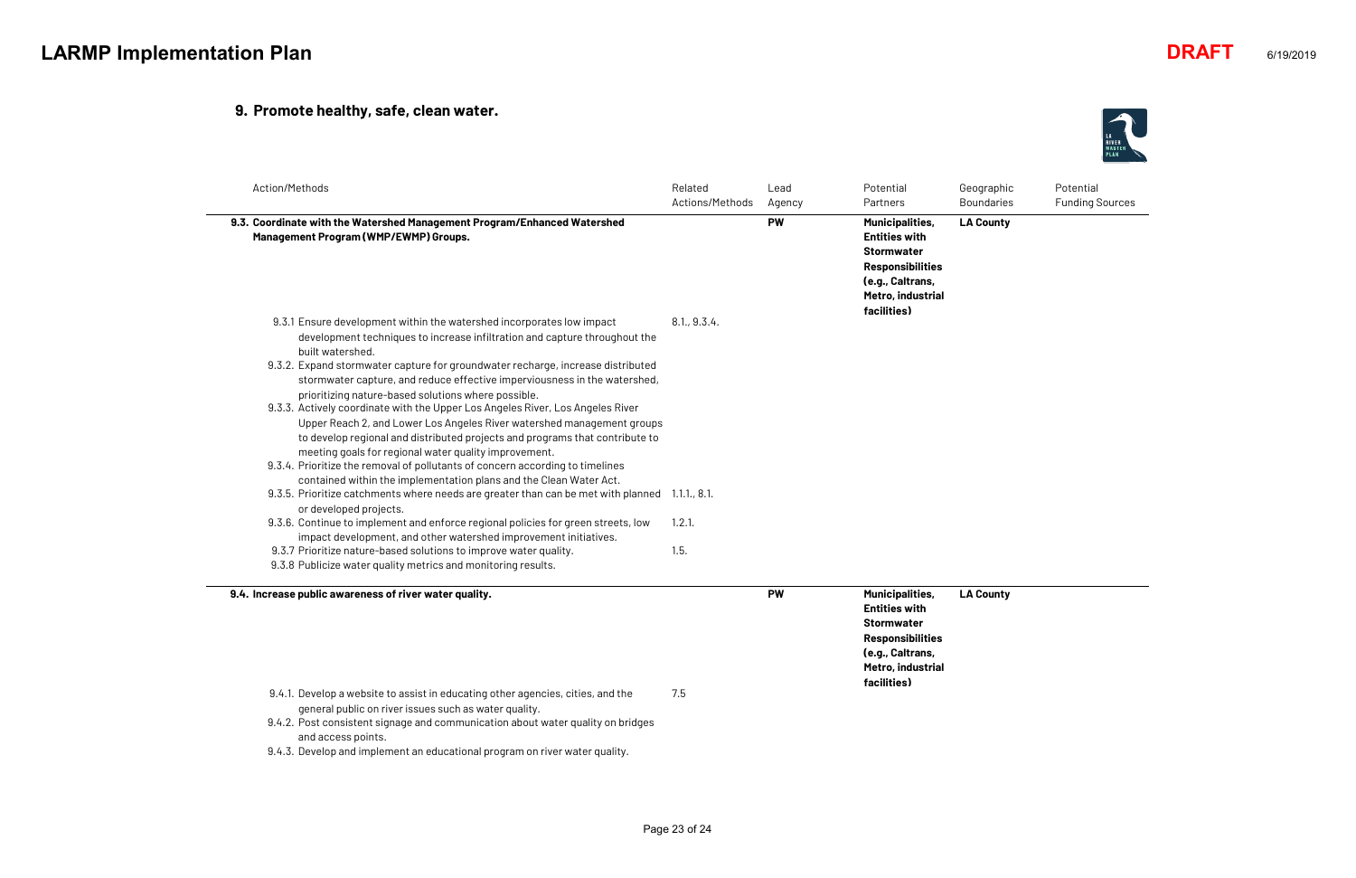## 9. Promote healthy, safe, clean water.

| Action/Methods | Related Actions/Methods | Lead Agency | Potential Partners | Geographic Boundaries | Potential Funding Sources |
|---|---|---|---|---|---|
| **9.3. Coordinate with the Watershed Management Program/Enhanced Watershed Management Program (WMP/EWMP) Groups.** | | **PW** | **Municipalities, Entities with Stormwater Responsibilities (e.g., Caltrans, Metro, industrial facilities)** | **LA County** | |
| 9.3.1 Ensure development within the watershed incorporates low impact development techniques to increase infiltration and capture throughout the built watershed. | 8.1., 9.3.4. | | | | |
| 9.3.2. Expand stormwater capture for groundwater recharge, increase distributed stormwater capture, and reduce effective imperviousness in the watershed, prioritizing nature-based solutions where possible. | | | | | |
| 9.3.3. Actively coordinate with the Upper Los Angeles River, Los Angeles River Upper Reach 2, and Lower Los Angeles River watershed management groups to develop regional and distributed projects and programs that contribute to meeting goals for regional water quality improvement. | | | | | |
| 9.3.4. Prioritize the removal of pollutants of concern according to timelines contained within the implementation plans and the Clean Water Act. | | | | | |
| 9.3.5. Prioritize catchments where needs are greater than can be met with planned or developed projects. | 1.1.1., 8.1. | | | | |
| 9.3.6. Continue to implement and enforce regional policies for green streets, low impact development, and other watershed improvement initiatives. | 1.2.1. | | | | |
| 9.3.7 Prioritize nature-based solutions to improve water quality. | 1.5. | | | | |
| 9.3.8 Publicize water quality metrics and monitoring results. | | | | | |
| **9.4. Increase public awareness of river water quality.** | | **PW** | **Municipalities, Entities with Stormwater Responsibilities (e.g., Caltrans, Metro, industrial facilities)** | **LA County** | |
| 9.4.1. Develop a website to assist in educating other agencies, cities, and the general public on river issues such as water quality. | 7.5 | | | | |
| 9.4.2. Post consistent signage and communication about water quality on bridges and access points. | | | | | |
| 9.4.3. Develop and implement an educational program on river water quality. | | | | | |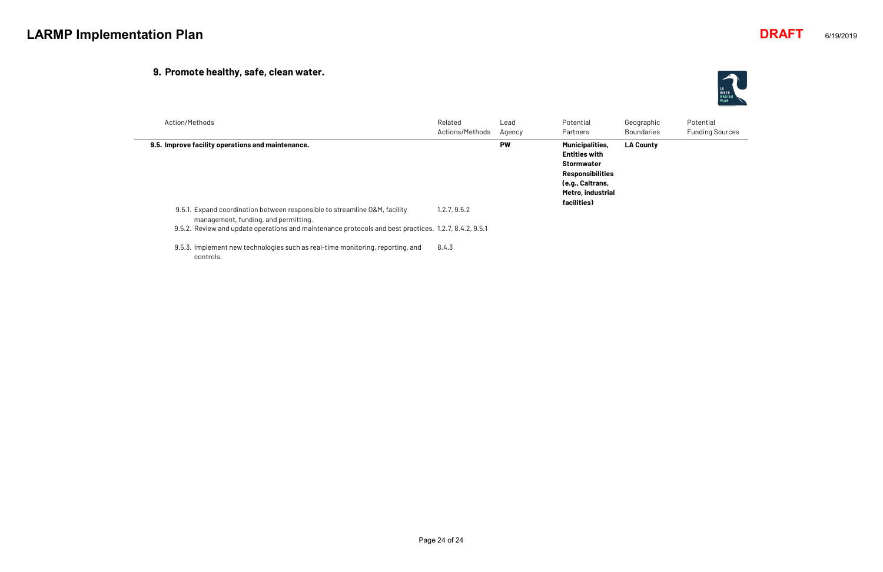## 9. Promote healthy, safe, clean water.

| Action/Methods | Related Actions/Methods | Lead Agency | Potential Partners | Geographic Boundaries | Potential Funding Sources |
|---|---|---|---|---|---|
| **9.5. Improve facility operations and maintenance.** | | **PW** | **Municipalities, Entities with Stormwater Responsibilities (e.g., Caltrans, Metro, industrial facilities)** | **LA County** | |
| 9.5.1. Expand coordination between responsible to streamline O&M, facility management, funding, and permitting. | 1.2.7, 9.5.2 | | | | |
| 9.5.2. Review and update operations and maintenance protocols and best practices. | 1.2.7, 8.4.2, 9.5.1 | | | | |
| 9.5.3. Implement new technologies such as real-time monitoring, reporting, and controls. | 8.4.3 | | | | |